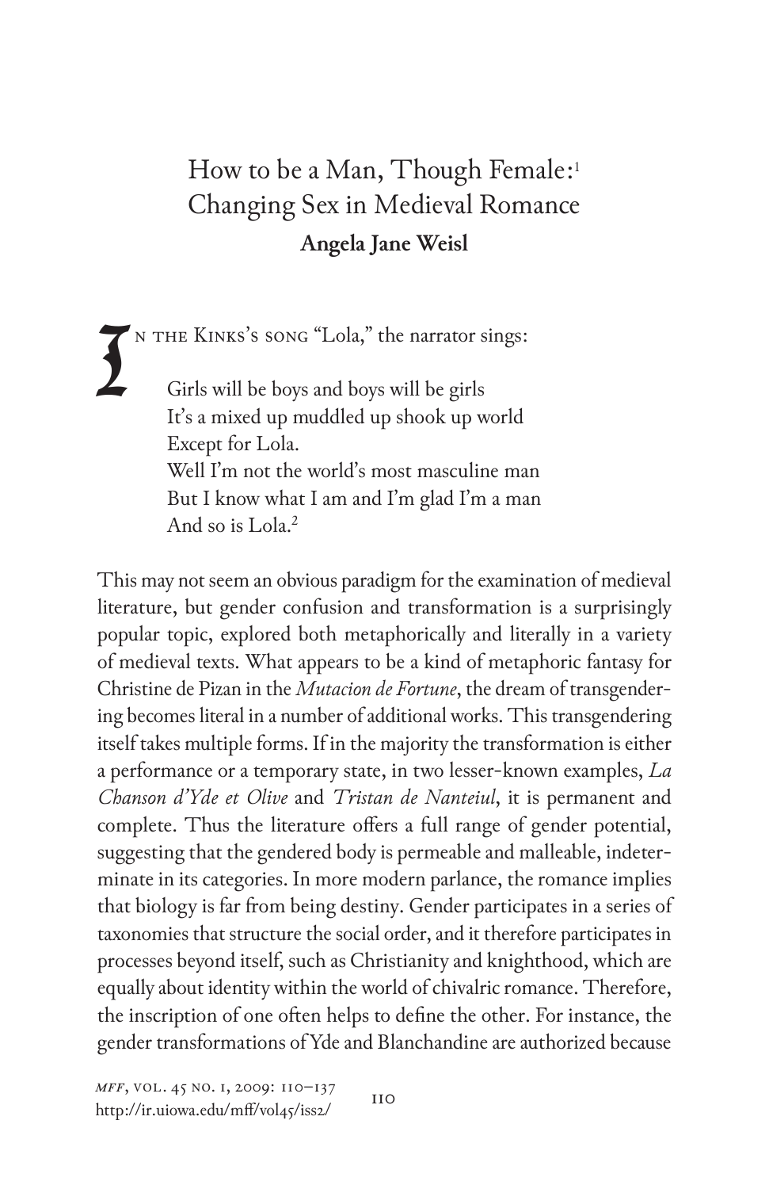# How to be a Man, Though Female:[1] Changing Sex in Medieval Romance

**Angela Jane Weisl**

In the Kinks's song "Lola," the narrator sings:

> Girls will be boys and boys will be girls
> It's a mixed up muddled up shook up world
> Except for Lola.
> Well I'm not the world's most masculine man
> But I know what I am and I'm glad I'm a man
> And so is Lola.[2]

This may not seem an obvious paradigm for the examination of medieval literature, but gender confusion and transformation is a surprisingly popular topic, explored both metaphorically and literally in a variety of medieval texts. What appears to be a kind of metaphoric fantasy for Christine de Pizan in the *Mutacion de Fortune*, the dream of transgendering becomes literal in a number of additional works. This transgendering itself takes multiple forms. If in the majority the transformation is either a performance or a temporary state, in two lesser-known examples, *La Chanson d'Yde et Olive* and *Tristan de Nanteuil*, it is permanent and complete. Thus the literature offers a full range of gender potential, suggesting that the gendered body is permeable and malleable, indeterminate in its categories. In more modern parlance, the romance implies that biology is far from being destiny. Gender participates in a series of taxonomies that structure the social order, and it therefore participates in processes beyond itself, such as Christianity and knighthood, which are equally about identity within the world of chivalric romance. Therefore, the inscription of one often helps to define the other. For instance, the gender transformations of Yde and Blanchandine are authorized because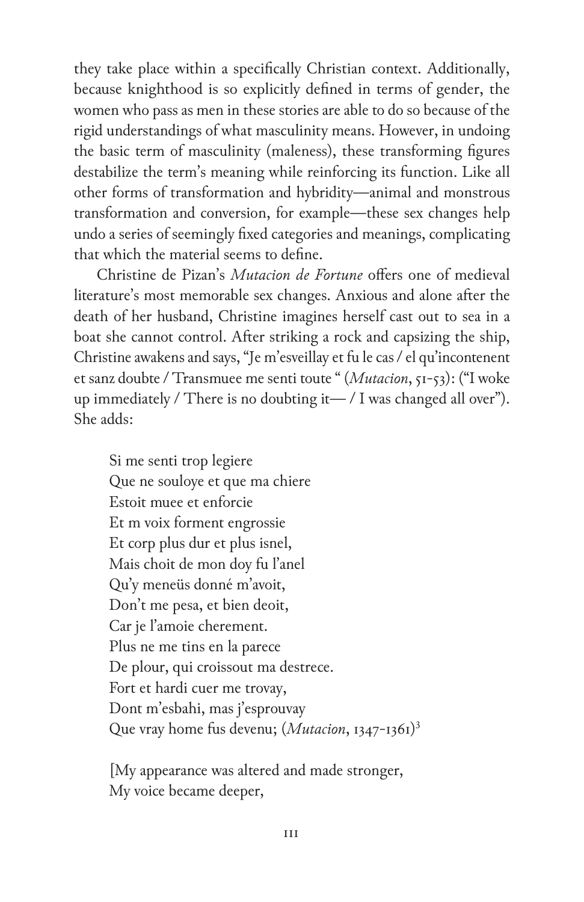they take place within a specifically Christian context. Additionally, because knighthood is so explicitly defined in terms of gender, the women who pass as men in these stories are able to do so because of the rigid understandings of what masculinity means. However, in undoing the basic term of masculinity (maleness), these transforming figures destabilize the term's meaning while reinforcing its function. Like all other forms of transformation and hybridity—animal and monstrous transformation and conversion, for example—these sex changes help undo a series of seemingly fixed categories and meanings, complicating that which the material seems to define.

Christine de Pizan's *Mutacion de Fortune* offers one of medieval literature's most memorable sex changes. Anxious and alone after the death of her husband, Christine imagines herself cast out to sea in a boat she cannot control. After striking a rock and capsizing the ship, Christine awakens and says, "Je m'esveillay et fu le cas / el qu'incontenent et sanz doubte / Transmuee me senti toute " (*Mutacion*, 51-53): ("I woke up immediately / There is no doubting it— / I was changed all over"). She adds:

> Si me senti trop legiere
> Que ne souloye et que ma chiere
> Estoit muee et enforcie
> Et m voix forment engrossie
> Et corp plus dur et plus isnel,
> Mais choit de mon doy fu l'anel
> Qu'y meneüs donné m'avoit,
> Don't me pesa, et bien deoit,
> Car je l'amoie cherement.
> Plus ne me tins en la parece
> De plour, qui croissout ma destrece.
> Fort et hardi cuer me trovay,
> Dont m'esbahi, mas j'esprouvay
> Que vray home fus devenu; (*Mutacion*, 1347-1361)[3]

> [My appearance was altered and made stronger,
> My voice became deeper,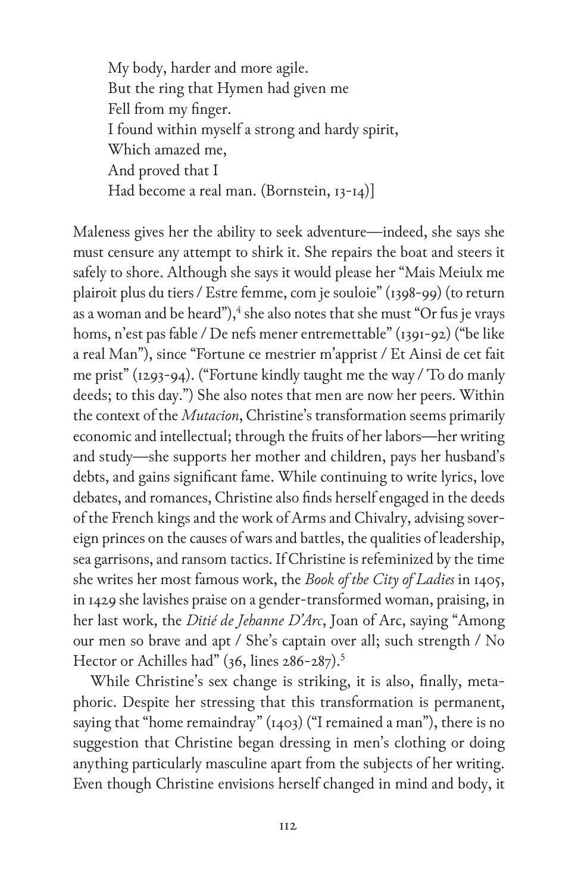> My body, harder and more agile.
> But the ring that Hymen had given me
> Fell from my finger.
> I found within myself a strong and hardy spirit,
> Which amazed me,
> And proved that I
> Had become a real man. (Bornstein, 13-14)]

Maleness gives her the ability to seek adventure—indeed, she says she must censure any attempt to shirk it. She repairs the boat and steers it safely to shore. Although she says it would please her "Mais Meiulx me plairoit plus du tiers / Estre femme, com je souloie" (1398-99) (to return as a woman and be heard"),[4] she also notes that she must "Or fus je vrays homs, n'est pas fable / De nefs mener entremettable" (1391-92) ("be like a real Man"), since "Fortune ce mestrier m'apprist / Et Ainsi de cet fait me prist" (1293-94). ("Fortune kindly taught me the way / To do manly deeds; to this day.") She also notes that men are now her peers. Within the context of the *Mutacion*, Christine's transformation seems primarily economic and intellectual; through the fruits of her labors—her writing and study—she supports her mother and children, pays her husband's debts, and gains significant fame. While continuing to write lyrics, love debates, and romances, Christine also finds herself engaged in the deeds of the French kings and the work of Arms and Chivalry, advising sovereign princes on the causes of wars and battles, the qualities of leadership, sea garrisons, and ransom tactics. If Christine is refeminized by the time she writes her most famous work, the *Book of the City of Ladies* in 1405, in 1429 she lavishes praise on a gender-transformed woman, praising, in her last work, the *Ditié de Jehanne D'Arc*, Joan of Arc, saying "Among our men so brave and apt / She's captain over all; such strength / No Hector or Achilles had" (36, lines 286-287).[5]

While Christine's sex change is striking, it is also, finally, metaphoric. Despite her stressing that this transformation is permanent, saying that "home remaindray" (1403) ("I remained a man"), there is no suggestion that Christine began dressing in men's clothing or doing anything particularly masculine apart from the subjects of her writing. Even though Christine envisions herself changed in mind and body, it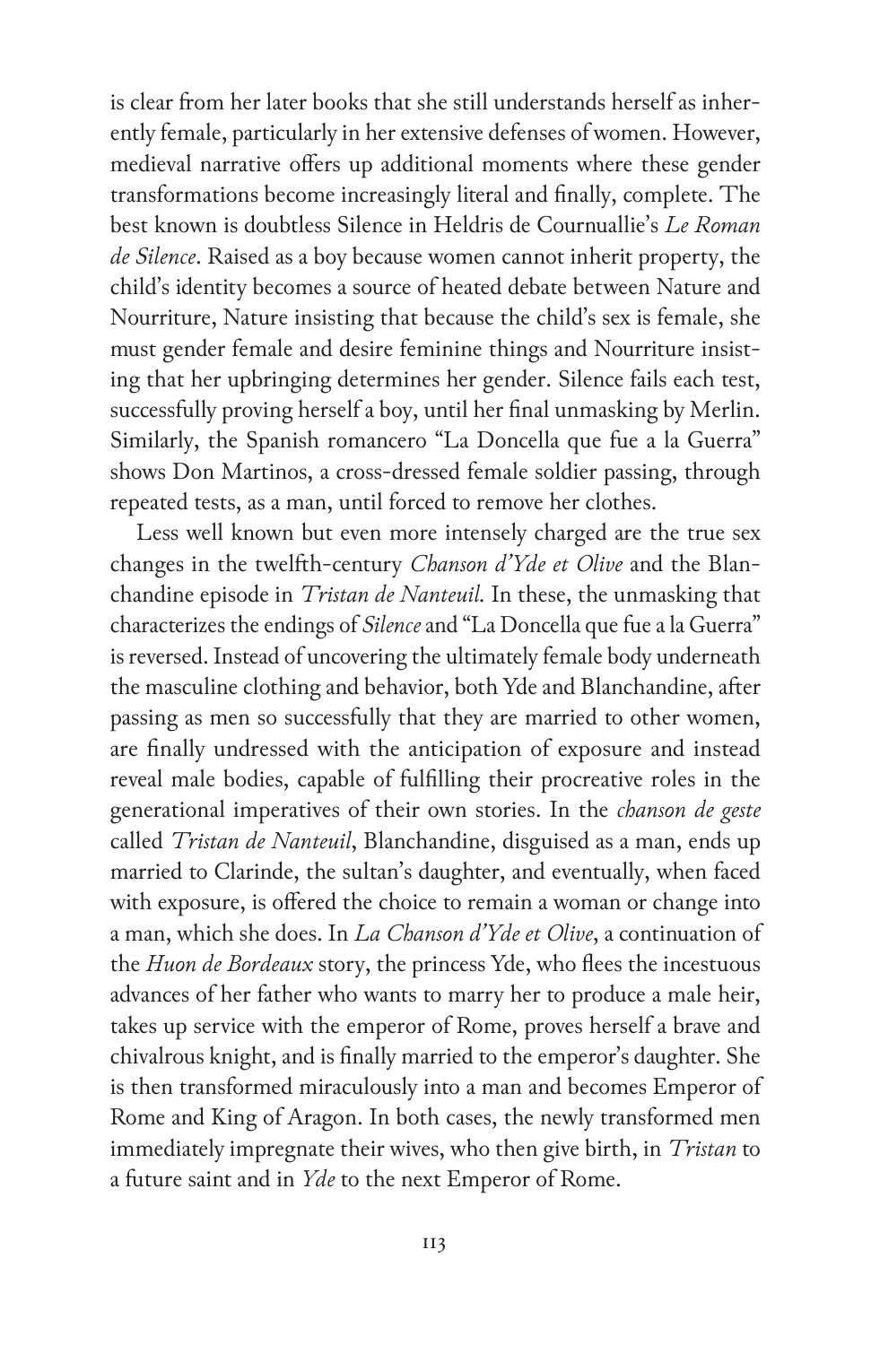is clear from her later books that she still understands herself as inherently female, particularly in her extensive defenses of women. However, medieval narrative offers up additional moments where these gender transformations become increasingly literal and finally, complete. The best known is doubtless Silence in Heldris de Cournuallie's *Le Roman de Silence*. Raised as a boy because women cannot inherit property, the child's identity becomes a source of heated debate between Nature and Nourriture, Nature insisting that because the child's sex is female, she must gender female and desire feminine things and Nourriture insisting that her upbringing determines her gender. Silence fails each test, successfully proving herself a boy, until her final unmasking by Merlin. Similarly, the Spanish romancero "La Doncella que fue a la Guerra" shows Don Martinos, a cross-dressed female soldier passing, through repeated tests, as a man, until forced to remove her clothes.

Less well known but even more intensely charged are the true sex changes in the twelfth-century *Chanson d'Yde et Olive* and the Blanchandine episode in *Tristan de Nanteuil*. In these, the unmasking that characterizes the endings of *Silence* and "La Doncella que fue a la Guerra" is reversed. Instead of uncovering the ultimately female body underneath the masculine clothing and behavior, both Yde and Blanchandine, after passing as men so successfully that they are married to other women, are finally undressed with the anticipation of exposure and instead reveal male bodies, capable of fulfilling their procreative roles in the generational imperatives of their own stories. In the *chanson de geste* called *Tristan de Nanteuil*, Blanchandine, disguised as a man, ends up married to Clarinde, the sultan's daughter, and eventually, when faced with exposure, is offered the choice to remain a woman or change into a man, which she does. In *La Chanson d'Yde et Olive*, a continuation of the *Huon de Bordeaux* story, the princess Yde, who flees the incestuous advances of her father who wants to marry her to produce a male heir, takes up service with the emperor of Rome, proves herself a brave and chivalrous knight, and is finally married to the emperor's daughter. She is then transformed miraculously into a man and becomes Emperor of Rome and King of Aragon. In both cases, the newly transformed men immediately impregnate their wives, who then give birth, in *Tristan* to a future saint and in *Yde* to the next Emperor of Rome.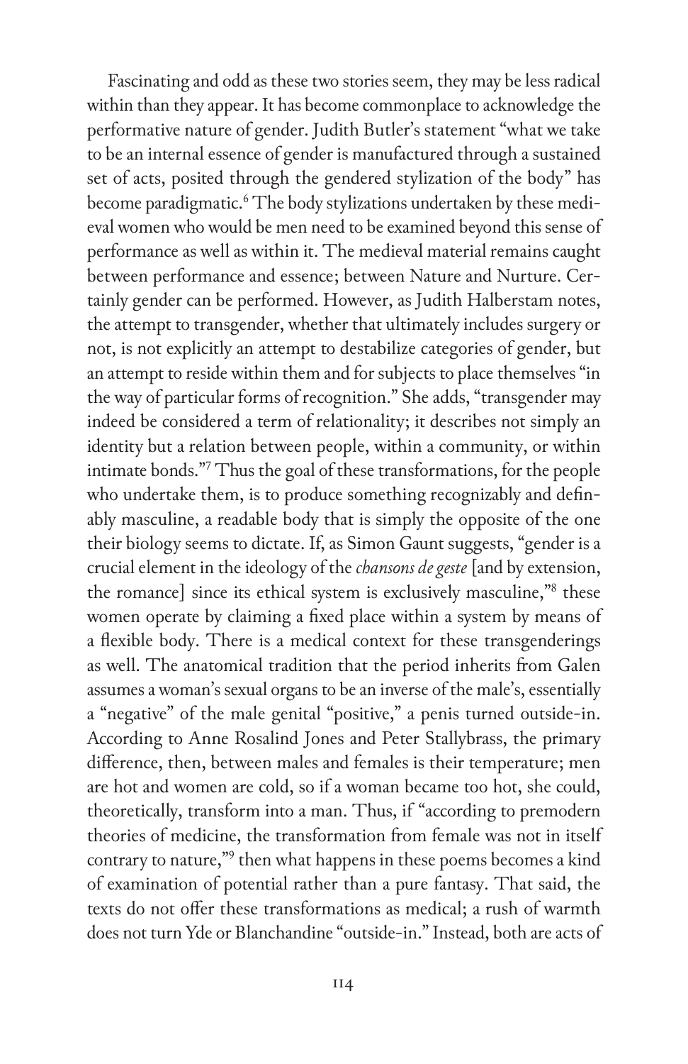Fascinating and odd as these two stories seem, they may be less radical within than they appear. It has become commonplace to acknowledge the performative nature of gender. Judith Butler's statement "what we take to be an internal essence of gender is manufactured through a sustained set of acts, posited through the gendered stylization of the body" has become paradigmatic.[6] The body stylizations undertaken by these medieval women who would be men need to be examined beyond this sense of performance as well as within it. The medieval material remains caught between performance and essence; between Nature and Nurture. Certainly gender can be performed. However, as Judith Halberstam notes, the attempt to transgender, whether that ultimately includes surgery or not, is not explicitly an attempt to destabilize categories of gender, but an attempt to reside within them and for subjects to place themselves "in the way of particular forms of recognition." She adds, "transgender may indeed be considered a term of relationality; it describes not simply an identity but a relation between people, within a community, or within intimate bonds."[7] Thus the goal of these transformations, for the people who undertake them, is to produce something recognizably and definably masculine, a readable body that is simply the opposite of the one their biology seems to dictate. If, as Simon Gaunt suggests, "gender is a crucial element in the ideology of the *chansons de geste* [and by extension, the romance] since its ethical system is exclusively masculine,"[8] these women operate by claiming a fixed place within a system by means of a flexible body. There is a medical context for these transgenderings as well. The anatomical tradition that the period inherits from Galen assumes a woman's sexual organs to be an inverse of the male's, essentially a "negative" of the male genital "positive," a penis turned outside-in. According to Anne Rosalind Jones and Peter Stallybrass, the primary difference, then, between males and females is their temperature; men are hot and women are cold, so if a woman became too hot, she could, theoretically, transform into a man. Thus, if "according to premodern theories of medicine, the transformation from female was not in itself contrary to nature,"[9] then what happens in these poems becomes a kind of examination of potential rather than a pure fantasy. That said, the texts do not offer these transformations as medical; a rush of warmth does not turn Yde or Blanchandine "outside-in." Instead, both are acts of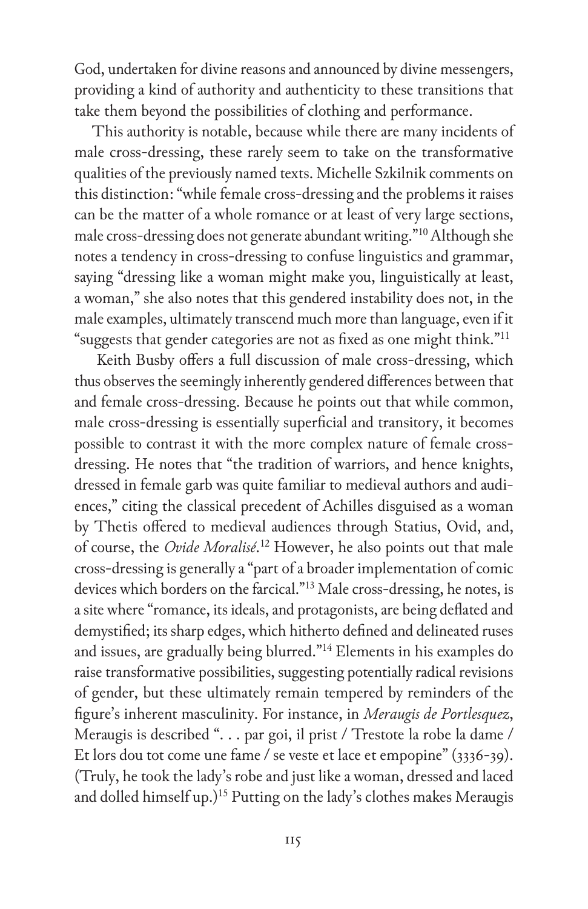God, undertaken for divine reasons and announced by divine messengers, providing a kind of authority and authenticity to these transitions that take them beyond the possibilities of clothing and performance.

This authority is notable, because while there are many incidents of male cross-dressing, these rarely seem to take on the transformative qualities of the previously named texts. Michelle Szkilnik comments on this distinction: "while female cross-dressing and the problems it raises can be the matter of a whole romance or at least of very large sections, male cross-dressing does not generate abundant writing."[10] Although she notes a tendency in cross-dressing to confuse linguistics and grammar, saying "dressing like a woman might make you, linguistically at least, a woman," she also notes that this gendered instability does not, in the male examples, ultimately transcend much more than language, even if it "suggests that gender categories are not as fixed as one might think."[11]

Keith Busby offers a full discussion of male cross-dressing, which thus observes the seemingly inherently gendered differences between that and female cross-dressing. Because he points out that while common, male cross-dressing is essentially superficial and transitory, it becomes possible to contrast it with the more complex nature of female cross-dressing. He notes that "the tradition of warriors, and hence knights, dressed in female garb was quite familiar to medieval authors and audiences," citing the classical precedent of Achilles disguised as a woman by Thetis offered to medieval audiences through Statius, Ovid, and, of course, the *Ovide Moralisé*.[12] However, he also points out that male cross-dressing is generally a "part of a broader implementation of comic devices which borders on the farcical."[13] Male cross-dressing, he notes, is a site where "romance, its ideals, and protagonists, are being deflated and demystified; its sharp edges, which hitherto defined and delineated ruses and issues, are gradually being blurred."[14] Elements in his examples do raise transformative possibilities, suggesting potentially radical revisions of gender, but these ultimately remain tempered by reminders of the figure's inherent masculinity. For instance, in *Meraugis de Portlesquez*, Meraugis is described ". . . par goi, il prist / Trestote la robe la dame / Et lors dou tot come une fame / se veste et lace et empopine" (3336–39). (Truly, he took the lady's robe and just like a woman, dressed and laced and dolled himself up.)[15] Putting on the lady's clothes makes Meraugis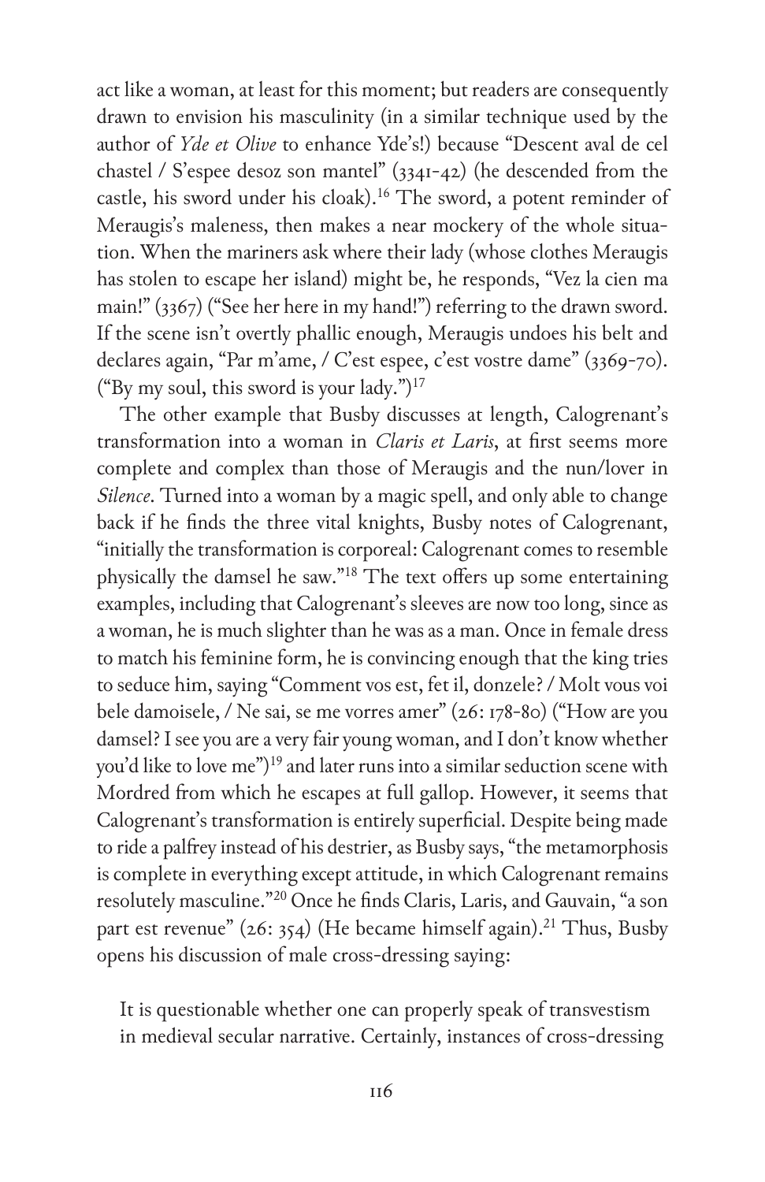act like a woman, at least for this moment; but readers are consequently drawn to envision his masculinity (in a similar technique used by the author of *Yde et Olive* to enhance Yde's!) because "Descent aval de cel chastel / S'espee desoz son mantel" (3341-42) (he descended from the castle, his sword under his cloak).[16] The sword, a potent reminder of Meraugis's maleness, then makes a near mockery of the whole situation. When the mariners ask where their lady (whose clothes Meraugis has stolen to escape her island) might be, he responds, "Vez la cien ma main!" (3367) ("See her here in my hand!") referring to the drawn sword. If the scene isn't overtly phallic enough, Meraugis undoes his belt and declares again, "Par m'ame, / C'est espee, c'est vostre dame" (3369-70). ("By my soul, this sword is your lady.")[17]

The other example that Busby discusses at length, Calogrenant's transformation into a woman in *Claris et Laris*, at first seems more complete and complex than those of Meraugis and the nun/lover in *Silence*. Turned into a woman by a magic spell, and only able to change back if he finds the three vital knights, Busby notes of Calogrenant, "initially the transformation is corporeal: Calogrenant comes to resemble physically the damsel he saw."[18] The text offers up some entertaining examples, including that Calogrenant's sleeves are now too long, since as a woman, he is much slighter than he was as a man. Once in female dress to match his feminine form, he is convincing enough that the king tries to seduce him, saying "Comment vos est, fet il, donzele? / Molt vous voi bele damoisele, / Ne sai, se me vorres amer" (26: 178-80) ("How are you damsel? I see you are a very fair young woman, and I don't know whether you'd like to love me")[19] and later runs into a similar seduction scene with Mordred from which he escapes at full gallop. However, it seems that Calogrenant's transformation is entirely superficial. Despite being made to ride a palfrey instead of his destrier, as Busby says, "the metamorphosis is complete in everything except attitude, in which Calogrenant remains resolutely masculine."[20] Once he finds Claris, Laris, and Gauvain, "a son part est revenue" (26: 354) (He became himself again).[21] Thus, Busby opens his discussion of male cross-dressing saying:

> It is questionable whether one can properly speak of transvestism in medieval secular narrative. Certainly, instances of cross-dressing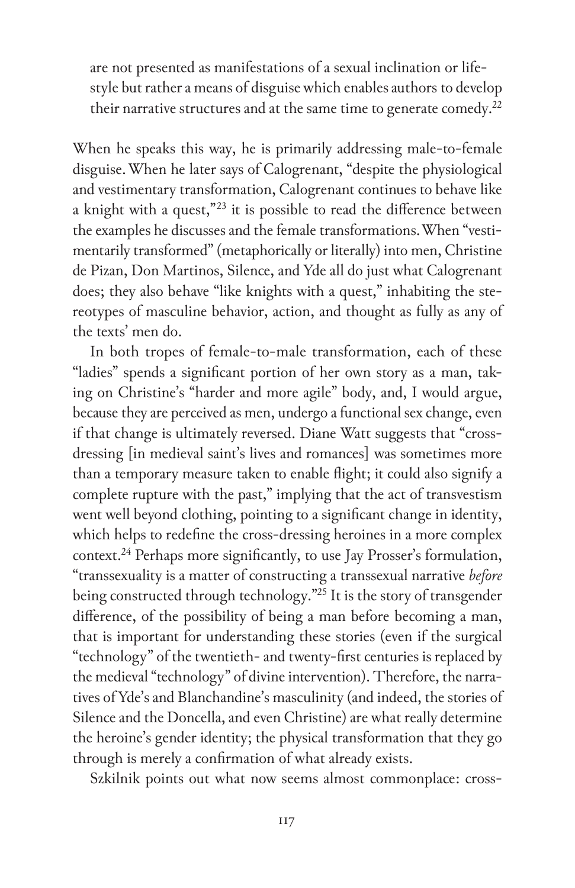> are not presented as manifestations of a sexual inclination or lifestyle but rather a means of disguise which enables authors to develop their narrative structures and at the same time to generate comedy.[22]

When he speaks this way, he is primarily addressing male-to-female disguise. When he later says of Calogrenant, "despite the physiological and vestimentary transformation, Calogrenant continues to behave like a knight with a quest,"[23] it is possible to read the difference between the examples he discusses and the female transformations. When "vestimentarily transformed" (metaphorically or literally) into men, Christine de Pizan, Don Martinos, Silence, and Yde all do just what Calogrenant does; they also behave "like knights with a quest," inhabiting the stereotypes of masculine behavior, action, and thought as fully as any of the texts' men do.

In both tropes of female-to-male transformation, each of these "ladies" spends a significant portion of her own story as a man, taking on Christine's "harder and more agile" body, and, I would argue, because they are perceived as men, undergo a functional sex change, even if that change is ultimately reversed. Diane Watt suggests that "cross-dressing [in medieval saint's lives and romances] was sometimes more than a temporary measure taken to enable flight; it could also signify a complete rupture with the past," implying that the act of transvestism went well beyond clothing, pointing to a significant change in identity, which helps to redefine the cross-dressing heroines in a more complex context.[24] Perhaps more significantly, to use Jay Prosser's formulation, "transsexuality is a matter of constructing a transsexual narrative *before* being constructed through technology."[25] It is the story of transgender difference, of the possibility of being a man before becoming a man, that is important for understanding these stories (even if the surgical "technology" of the twentieth- and twenty-first centuries is replaced by the medieval "technology" of divine intervention). Therefore, the narratives of Yde's and Blanchandine's masculinity (and indeed, the stories of Silence and the Doncella, and even Christine) are what really determine the heroine's gender identity; the physical transformation that they go through is merely a confirmation of what already exists.

Szkilnik points out what now seems almost commonplace: cross-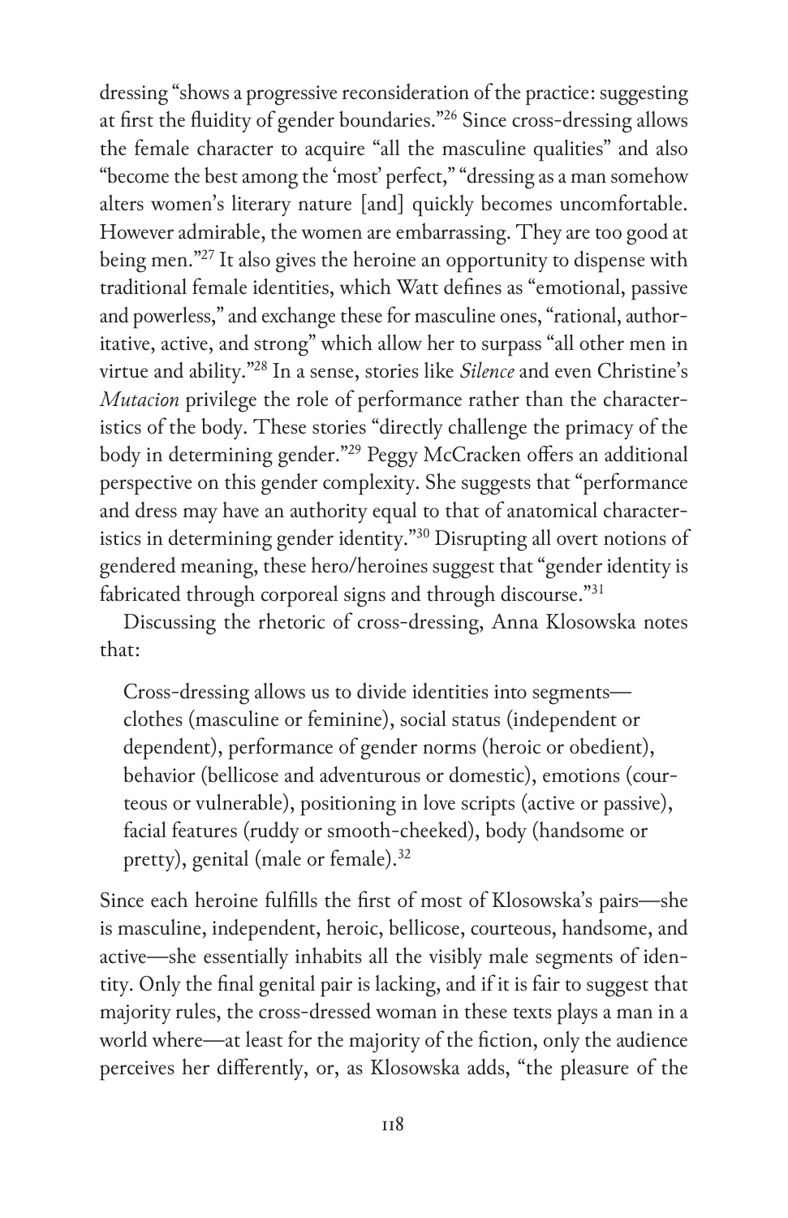dressing "shows a progressive reconsideration of the practice: suggesting at first the fluidity of gender boundaries."[26] Since cross-dressing allows the female character to acquire "all the masculine qualities" and also "become the best among the 'most' perfect," "dressing as a man somehow alters women's literary nature [and] quickly becomes uncomfortable. However admirable, the women are embarrassing. They are too good at being men."[27] It also gives the heroine an opportunity to dispense with traditional female identities, which Watt defines as "emotional, passive and powerless," and exchange these for masculine ones, "rational, authoritative, active, and strong" which allow her to surpass "all other men in virtue and ability."[28] In a sense, stories like *Silence* and even Christine's *Mutacion* privilege the role of performance rather than the characteristics of the body. These stories "directly challenge the primacy of the body in determining gender."[29] Peggy McCracken offers an additional perspective on this gender complexity. She suggests that "performance and dress may have an authority equal to that of anatomical characteristics in determining gender identity."[30] Disrupting all overt notions of gendered meaning, these hero/heroines suggest that "gender identity is fabricated through corporeal signs and through discourse."[31]

Discussing the rhetoric of cross-dressing, Anna Klosowska notes that:

> Cross-dressing allows us to divide identities into segments—clothes (masculine or feminine), social status (independent or dependent), performance of gender norms (heroic or obedient), behavior (bellicose and adventurous or domestic), emotions (courteous or vulnerable), positioning in love scripts (active or passive), facial features (ruddy or smooth-cheeked), body (handsome or pretty), genital (male or female).[32]

Since each heroine fulfills the first of most of Klosowska's pairs—she is masculine, independent, heroic, bellicose, courteous, handsome, and active—she essentially inhabits all the visibly male segments of identity. Only the final genital pair is lacking, and if it is fair to suggest that majority rules, the cross-dressed woman in these texts plays a man in a world where—at least for the majority of the fiction, only the audience perceives her differently, or, as Klosowska adds, "the pleasure of the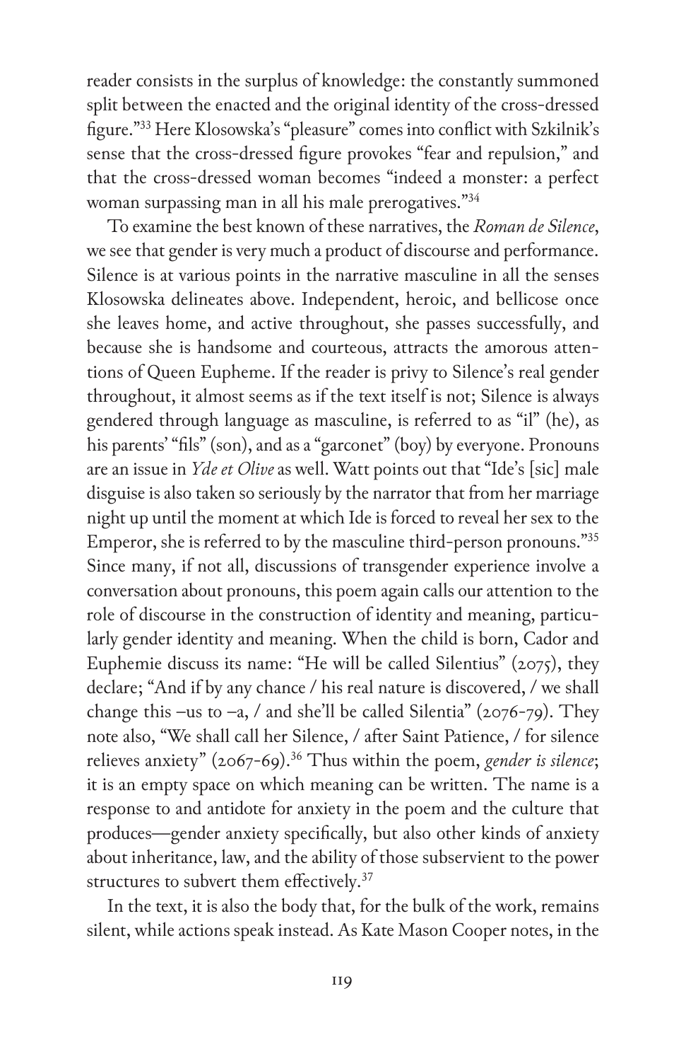reader consists in the surplus of knowledge: the constantly summoned split between the enacted and the original identity of the cross-dressed figure."[33] Here Klosowska's "pleasure" comes into conflict with Szkilnik's sense that the cross-dressed figure provokes "fear and repulsion," and that the cross-dressed woman becomes "indeed a monster: a perfect woman surpassing man in all his male prerogatives."[34]

To examine the best known of these narratives, the *Roman de Silence*, we see that gender is very much a product of discourse and performance. Silence is at various points in the narrative masculine in all the senses Klosowska delineates above. Independent, heroic, and bellicose once she leaves home, and active throughout, she passes successfully, and because she is handsome and courteous, attracts the amorous attentions of Queen Eupheme. If the reader is privy to Silence's real gender throughout, it almost seems as if the text itself is not; Silence is always gendered through language as masculine, is referred to as "il" (he), as his parents' "fils" (son), and as a "garconet" (boy) by everyone. Pronouns are an issue in *Yde et Olive* as well. Watt points out that "Ide's [sic] male disguise is also taken so seriously by the narrator that from her marriage night up until the moment at which Ide is forced to reveal her sex to the Emperor, she is referred to by the masculine third-person pronouns."[35] Since many, if not all, discussions of transgender experience involve a conversation about pronouns, this poem again calls our attention to the role of discourse in the construction of identity and meaning, particularly gender identity and meaning. When the child is born, Cador and Euphemie discuss its name: "He will be called Silentius" (2075), they declare; "And if by any chance / his real nature is discovered, / we shall change this –us to –a, / and she'll be called Silentia" (2076-79). They note also, "We shall call her Silence, / after Saint Patience, / for silence relieves anxiety" (2067-69).[36] Thus within the poem, *gender is silence*; it is an empty space on which meaning can be written. The name is a response to and antidote for anxiety in the poem and the culture that produces—gender anxiety specifically, but also other kinds of anxiety about inheritance, law, and the ability of those subservient to the power structures to subvert them effectively.[37]

In the text, it is also the body that, for the bulk of the work, remains silent, while actions speak instead. As Kate Mason Cooper notes, in the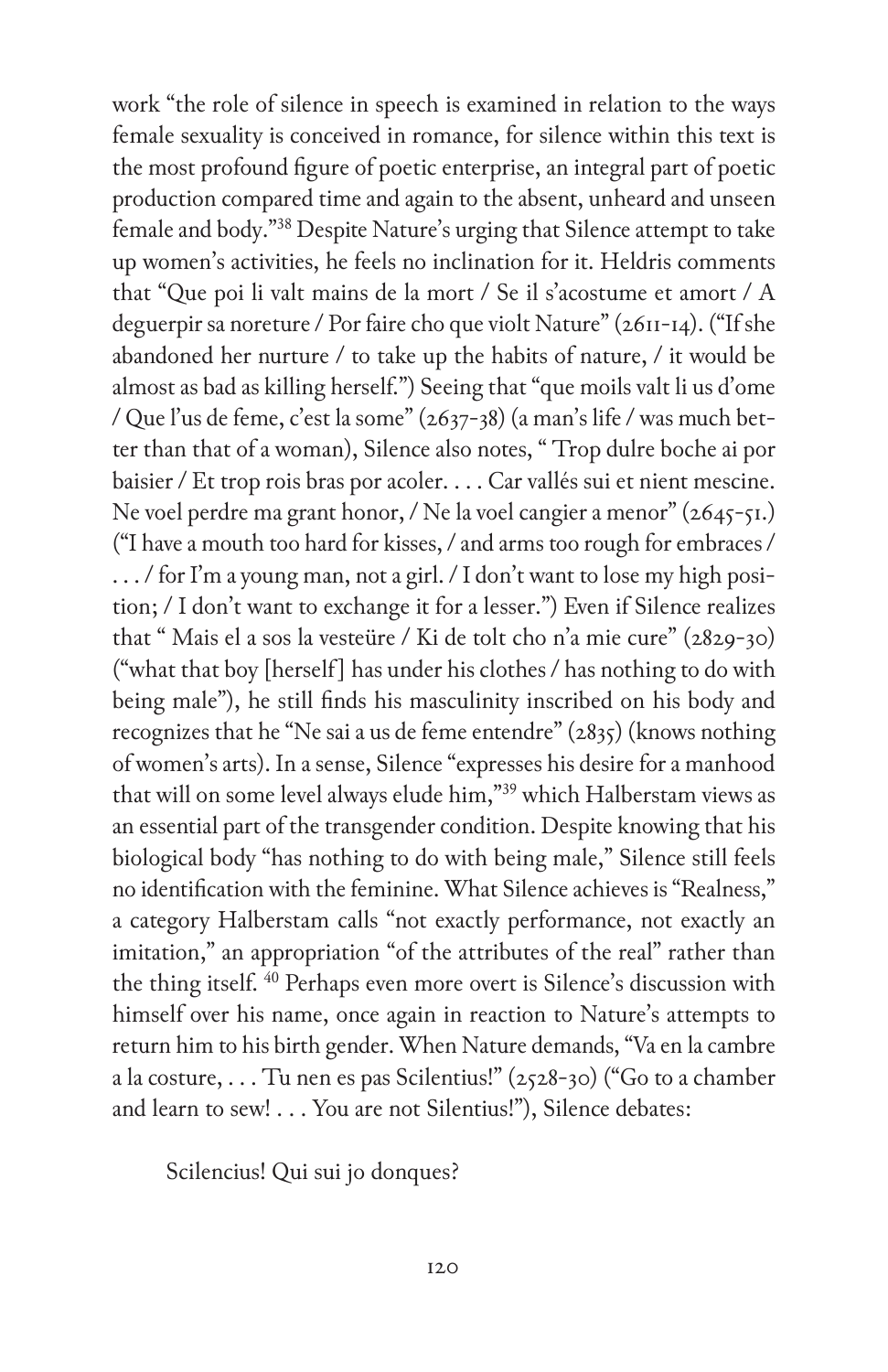work "the role of silence in speech is examined in relation to the ways female sexuality is conceived in romance, for silence within this text is the most profound figure of poetic enterprise, an integral part of poetic production compared time and again to the absent, unheard and unseen female and body."[38] Despite Nature's urging that Silence attempt to take up women's activities, he feels no inclination for it. Heldris comments that "Que poi li valt mains de la mort / Se il s'acostume et amort / A deguerpir sa noreture / Por faire cho que violt Nature" (2611-14). ("If she abandoned her nurture / to take up the habits of nature, / it would be almost as bad as killing herself.") Seeing that "que moils valt li us d'ome / Que l'us de feme, c'est la some" (2637-38) (a man's life / was much better than that of a woman), Silence also notes, " Trop dulre boche ai por baisier / Et trop rois bras por acoler. . . . Car vallés sui et nient mescine. Ne voel perdre ma grant honor, / Ne la voel cangier a menor" (2645-51.) ("I have a mouth too hard for kisses, / and arms too rough for embraces / . . . / for I'm a young man, not a girl. / I don't want to lose my high position; / I don't want to exchange it for a lesser.") Even if Silence realizes that " Mais el a sos la vesteüre / Ki de tolt cho n'a mie cure" (2829-30) ("what that boy [herself] has under his clothes / has nothing to do with being male"), he still finds his masculinity inscribed on his body and recognizes that he "Ne sai a us de feme entendre" (2835) (knows nothing of women's arts). In a sense, Silence "expresses his desire for a manhood that will on some level always elude him,"[39] which Halberstam views as an essential part of the transgender condition. Despite knowing that his biological body "has nothing to do with being male," Silence still feels no identification with the feminine. What Silence achieves is "Realness," a category Halberstam calls "not exactly performance, not exactly an imitation," an appropriation "of the attributes of the real" rather than the thing itself. [40] Perhaps even more overt is Silence's discussion with himself over his name, once again in reaction to Nature's attempts to return him to his birth gender. When Nature demands, "Va en la cambre a la costure, . . . Tu nen es pas Scilentius!" (2528-30) ("Go to a chamber and learn to sew! . . . You are not Silentius!"), Silence debates:

> Scilencius! Qui sui jo donques?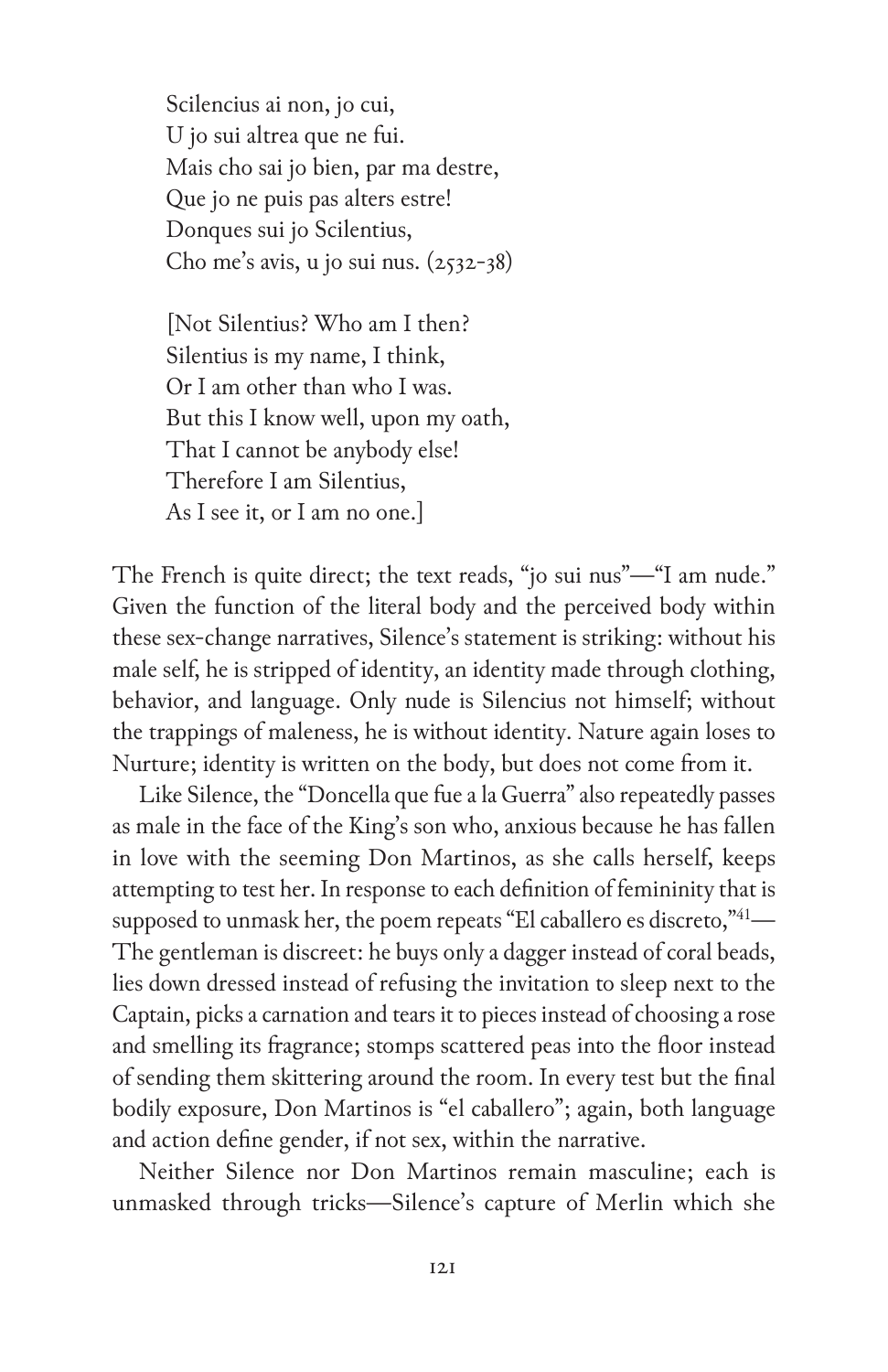Scilencius ai non, jo cui,
U jo sui altrea que ne fui.
Mais cho sai jo bien, par ma destre,
Que jo ne puis pas alters estre!
Donques sui jo Scilentius,
Cho me's avis, u jo sui nus. (2532-38)

[Not Silentius? Who am I then?
Silentius is my name, I think,
Or I am other than who I was.
But this I know well, upon my oath,
That I cannot be anybody else!
Therefore I am Silentius,
As I see it, or I am no one.]

The French is quite direct; the text reads, "jo sui nus"—"I am nude." Given the function of the literal body and the perceived body within these sex-change narratives, Silence's statement is striking: without his male self, he is stripped of identity, an identity made through clothing, behavior, and language. Only nude is Silencius not himself; without the trappings of maleness, he is without identity. Nature again loses to Nurture; identity is written on the body, but does not come from it.

Like Silence, the "Doncella que fue a la Guerra" also repeatedly passes as male in the face of the King's son who, anxious because he has fallen in love with the seeming Don Martinos, as she calls herself, keeps attempting to test her. In response to each definition of femininity that is supposed to unmask her, the poem repeats "El caballero es discreto,"[41]—The gentleman is discreet: he buys only a dagger instead of coral beads, lies down dressed instead of refusing the invitation to sleep next to the Captain, picks a carnation and tears it to pieces instead of choosing a rose and smelling its fragrance; stomps scattered peas into the floor instead of sending them skittering around the room. In every test but the final bodily exposure, Don Martinos is "el caballero"; again, both language and action define gender, if not sex, within the narrative.

Neither Silence nor Don Martinos remain masculine; each is unmasked through tricks—Silence's capture of Merlin which she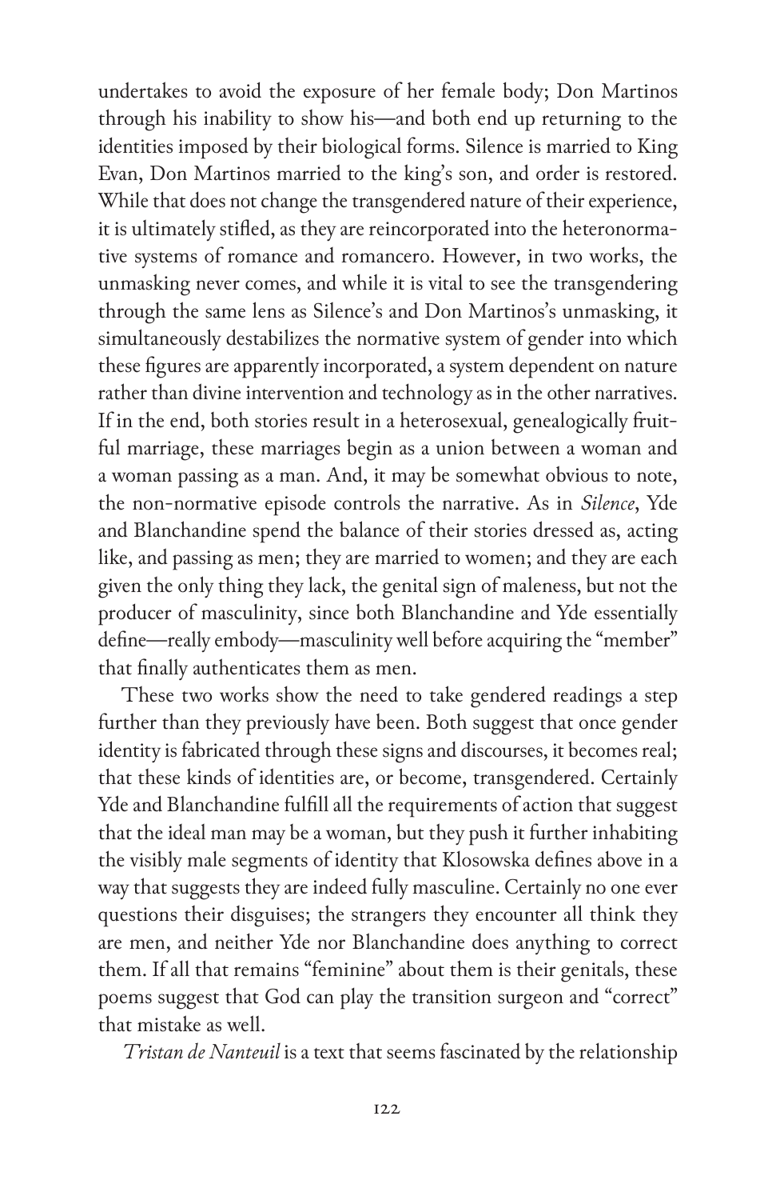undertakes to avoid the exposure of her female body; Don Martinos through his inability to show his—and both end up returning to the identities imposed by their biological forms. Silence is married to King Evan, Don Martinos married to the king's son, and order is restored. While that does not change the transgendered nature of their experience, it is ultimately stifled, as they are reincorporated into the heteronormative systems of romance and romancero. However, in two works, the unmasking never comes, and while it is vital to see the transgendering through the same lens as Silence's and Don Martinos's unmasking, it simultaneously destabilizes the normative system of gender into which these figures are apparently incorporated, a system dependent on nature rather than divine intervention and technology as in the other narratives. If in the end, both stories result in a heterosexual, genealogically fruitful marriage, these marriages begin as a union between a woman and a woman passing as a man. And, it may be somewhat obvious to note, the non-normative episode controls the narrative. As in *Silence*, Yde and Blanchandine spend the balance of their stories dressed as, acting like, and passing as men; they are married to women; and they are each given the only thing they lack, the genital sign of maleness, but not the producer of masculinity, since both Blanchandine and Yde essentially define—really embody—masculinity well before acquiring the "member" that finally authenticates them as men.

These two works show the need to take gendered readings a step further than they previously have been. Both suggest that once gender identity is fabricated through these signs and discourses, it becomes real; that these kinds of identities are, or become, transgendered. Certainly Yde and Blanchandine fulfill all the requirements of action that suggest that the ideal man may be a woman, but they push it further inhabiting the visibly male segments of identity that Klosowska defines above in a way that suggests they are indeed fully masculine. Certainly no one ever questions their disguises; the strangers they encounter all think they are men, and neither Yde nor Blanchandine does anything to correct them. If all that remains "feminine" about them is their genitals, these poems suggest that God can play the transition surgeon and "correct" that mistake as well.

*Tristan de Nanteuil* is a text that seems fascinated by the relationship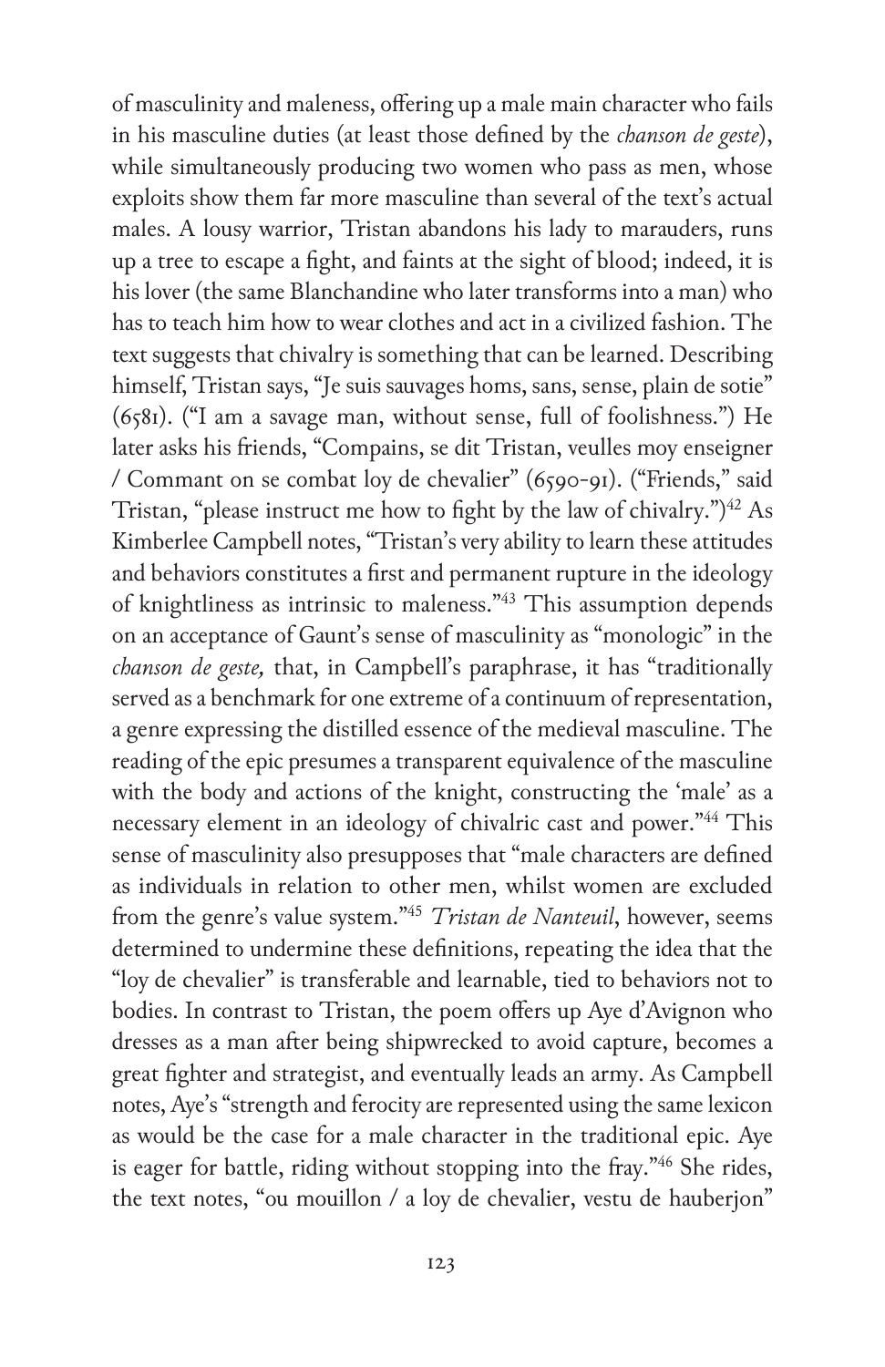of masculinity and maleness, offering up a male main character who fails in his masculine duties (at least those defined by the *chanson de geste*), while simultaneously producing two women who pass as men, whose exploits show them far more masculine than several of the text's actual males. A lousy warrior, Tristan abandons his lady to marauders, runs up a tree to escape a fight, and faints at the sight of blood; indeed, it is his lover (the same Blanchandine who later transforms into a man) who has to teach him how to wear clothes and act in a civilized fashion. The text suggests that chivalry is something that can be learned. Describing himself, Tristan says, "Je suis sauvages homs, sans, sense, plain de sotie" (6581). ("I am a savage man, without sense, full of foolishness.") He later asks his friends, "Compains, se dit Tristan, veulles moy enseigner / Commant on se combat loy de chevalier" (6590-91). ("Friends," said Tristan, "please instruct me how to fight by the law of chivalry.")[42] As Kimberlee Campbell notes, "Tristan's very ability to learn these attitudes and behaviors constitutes a first and permanent rupture in the ideology of knightliness as intrinsic to maleness."[43] This assumption depends on an acceptance of Gaunt's sense of masculinity as "monologic" in the *chanson de geste,* that, in Campbell's paraphrase, it has "traditionally served as a benchmark for one extreme of a continuum of representation, a genre expressing the distilled essence of the medieval masculine. The reading of the epic presumes a transparent equivalence of the masculine with the body and actions of the knight, constructing the 'male' as a necessary element in an ideology of chivalric cast and power."[44] This sense of masculinity also presupposes that "male characters are defined as individuals in relation to other men, whilst women are excluded from the genre's value system."[45] *Tristan de Nanteuil*, however, seems determined to undermine these definitions, repeating the idea that the "loy de chevalier" is transferable and learnable, tied to behaviors not to bodies. In contrast to Tristan, the poem offers up Aye d'Avignon who dresses as a man after being shipwrecked to avoid capture, becomes a great fighter and strategist, and eventually leads an army. As Campbell notes, Aye's "strength and ferocity are represented using the same lexicon as would be the case for a male character in the traditional epic. Aye is eager for battle, riding without stopping into the fray."[46] She rides, the text notes, "ou mouillon / a loy de chevalier, vestu de hauberjon"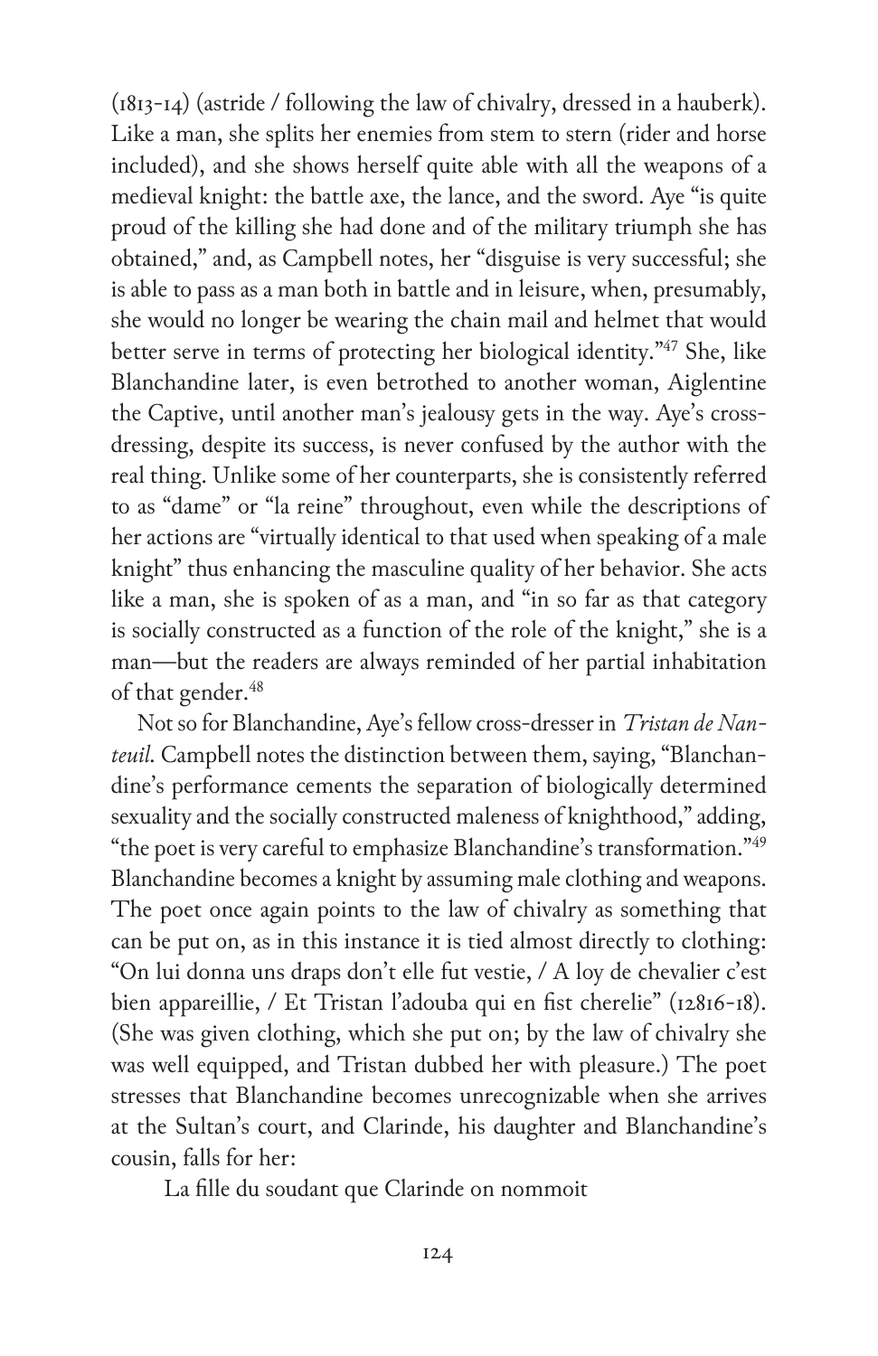(1813-14) (astride / following the law of chivalry, dressed in a hauberk). Like a man, she splits her enemies from stem to stern (rider and horse included), and she shows herself quite able with all the weapons of a medieval knight: the battle axe, the lance, and the sword. Aye "is quite proud of the killing she had done and of the military triumph she has obtained," and, as Campbell notes, her "disguise is very successful; she is able to pass as a man both in battle and in leisure, when, presumably, she would no longer be wearing the chain mail and helmet that would better serve in terms of protecting her biological identity."[47] She, like Blanchandine later, is even betrothed to another woman, Aiglentine the Captive, until another man's jealousy gets in the way. Aye's cross-dressing, despite its success, is never confused by the author with the real thing. Unlike some of her counterparts, she is consistently referred to as "dame" or "la reine" throughout, even while the descriptions of her actions are "virtually identical to that used when speaking of a male knight" thus enhancing the masculine quality of her behavior. She acts like a man, she is spoken of as a man, and "in so far as that category is socially constructed as a function of the role of the knight," she is a man—but the readers are always reminded of her partial inhabitation of that gender.[48]

Not so for Blanchandine, Aye's fellow cross-dresser in *Tristan de Nanteuil*. Campbell notes the distinction between them, saying, "Blanchandine's performance cements the separation of biologically determined sexuality and the socially constructed maleness of knighthood," adding, "the poet is very careful to emphasize Blanchandine's transformation."[49] Blanchandine becomes a knight by assuming male clothing and weapons. The poet once again points to the law of chivalry as something that can be put on, as in this instance it is tied almost directly to clothing: "On lui donna uns draps don't elle fut vestie, / A loy de chevalier c'est bien appareillie, / Et Tristan l'adouba qui en fist cherelie" (12816-18). (She was given clothing, which she put on; by the law of chivalry she was well equipped, and Tristan dubbed her with pleasure.) The poet stresses that Blanchandine becomes unrecognizable when she arrives at the Sultan's court, and Clarinde, his daughter and Blanchandine's cousin, falls for her:

La fille du soudant que Clarinde on nommoit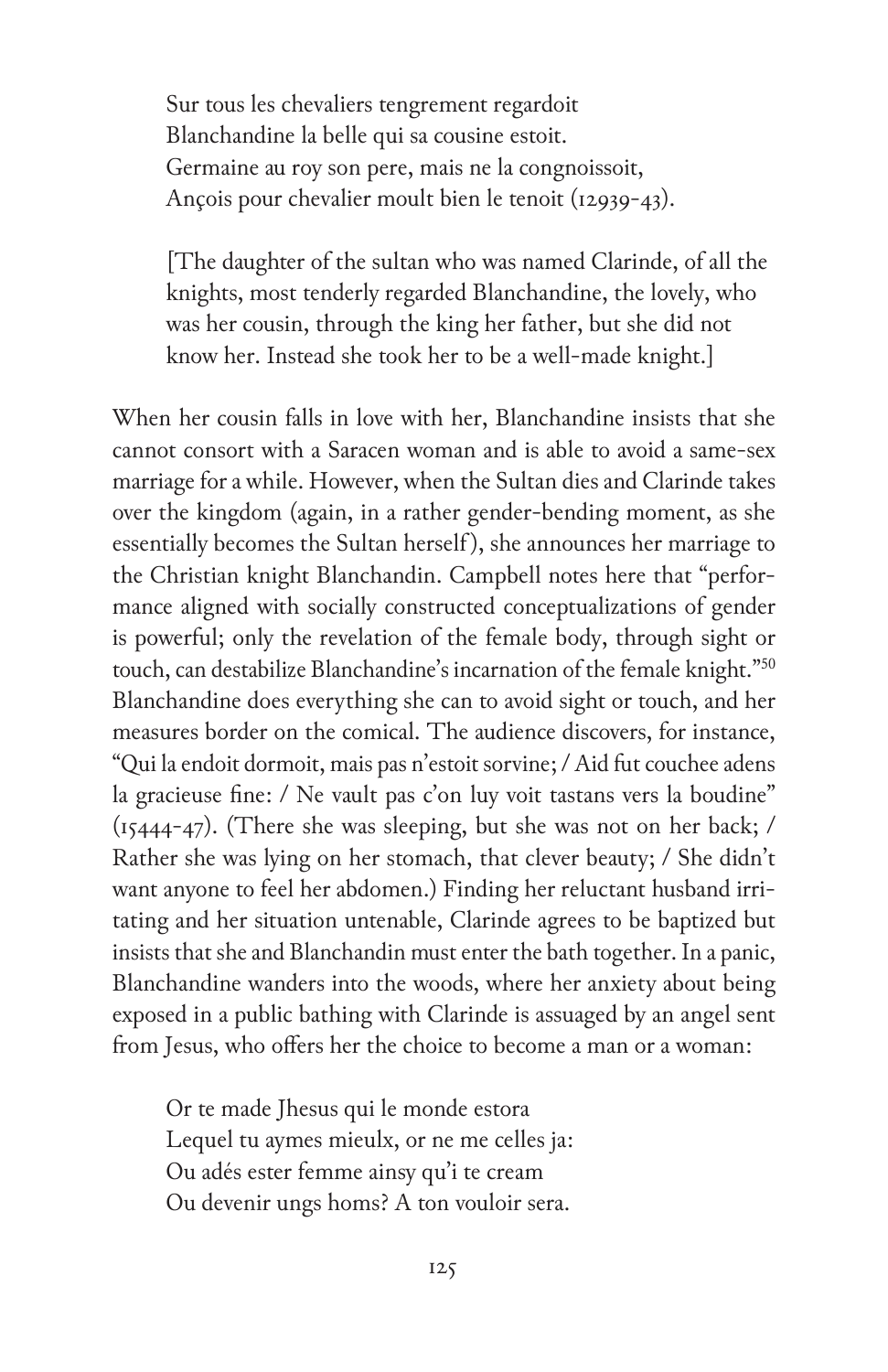> Sur tous les chevaliers tengrement regardoit
> Blanchandine la belle qui sa cousine estoit.
> Germaine au roy son pere, mais ne la congnoissoit,
> Ançois pour chevalier moult bien le tenoit (12939-43).
>
> [The daughter of the sultan who was named Clarinde, of all the knights, most tenderly regarded Blanchandine, the lovely, who was her cousin, through the king her father, but she did not know her. Instead she took her to be a well-made knight.]

When her cousin falls in love with her, Blanchandine insists that she cannot consort with a Saracen woman and is able to avoid a same-sex marriage for a while. However, when the Sultan dies and Clarinde takes over the kingdom (again, in a rather gender-bending moment, as she essentially becomes the Sultan herself), she announces her marriage to the Christian knight Blanchandin. Campbell notes here that "performance aligned with socially constructed conceptualizations of gender is powerful; only the revelation of the female body, through sight or touch, can destabilize Blanchandine's incarnation of the female knight."[50] Blanchandine does everything she can to avoid sight or touch, and her measures border on the comical. The audience discovers, for instance, "Qui la endoit dormoit, mais pas n'estoit sorvine; / Aid fut couchee adens la gracieuse fine: / Ne vault pas c'on luy voit tastans vers la boudine" (15444-47). (There she was sleeping, but she was not on her back; / Rather she was lying on her stomach, that clever beauty; / She didn't want anyone to feel her abdomen.) Finding her reluctant husband irritating and her situation untenable, Clarinde agrees to be baptized but insists that she and Blanchandin must enter the bath together. In a panic, Blanchandine wanders into the woods, where her anxiety about being exposed in a public bathing with Clarinde is assuaged by an angel sent from Jesus, who offers her the choice to become a man or a woman:

> Or te made Jhesus qui le monde estora
> Lequel tu aymes mieulx, or ne me celles ja:
> Ou adés ester femme ainsy qu'i te cream
> Ou devenir ungs homs? A ton vouloir sera.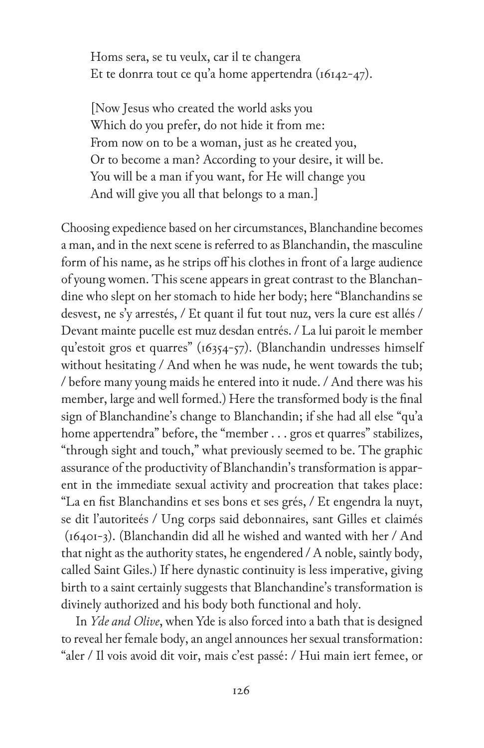> Homs sera, se tu veulx, car il te changera
> Et te donrra tout ce qu'a home appertendra (16142-47).
>
> [Now Jesus who created the world asks you
> Which do you prefer, do not hide it from me:
> From now on to be a woman, just as he created you,
> Or to become a man? According to your desire, it will be.
> You will be a man if you want, for He will change you
> And will give you all that belongs to a man.]

Choosing expedience based on her circumstances, Blanchandine becomes a man, and in the next scene is referred to as Blanchandin, the masculine form of his name, as he strips off his clothes in front of a large audience of young women. This scene appears in great contrast to the Blanchandine who slept on her stomach to hide her body; here "Blanchandins se desvest, ne s'y arrestés, / Et quant il fut tout nuz, vers la cure est allés / Devant mainte pucelle est muz desdan entrés. / La lui paroit le member qu'estoit gros et quarres" (16354-57). (Blanchandin undresses himself without hesitating / And when he was nude, he went towards the tub; / before many young maids he entered into it nude. / And there was his member, large and well formed.) Here the transformed body is the final sign of Blanchandine's change to Blanchandin; if she had all else "qu'a home appertendra" before, the "member . . . gros et quarres" stabilizes, "through sight and touch," what previously seemed to be. The graphic assurance of the productivity of Blanchandin's transformation is apparent in the immediate sexual activity and procreation that takes place: "La en fist Blanchandins et ses bons et ses grés, / Et engendra la nuyt, se dit l'autoriteés / Ung corps said debonnaires, sant Gilles et claimés (16401-3). (Blanchandin did all he wished and wanted with her / And that night as the authority states, he engendered / A noble, saintly body, called Saint Giles.) If here dynastic continuity is less imperative, giving birth to a saint certainly suggests that Blanchandine's transformation is divinely authorized and his body both functional and holy.

In *Yde and Olive*, when Yde is also forced into a bath that is designed to reveal her female body, an angel announces her sexual transformation: "aler / Il vois avoid dit voir, mais c'est passé: / Hui main iert femee, or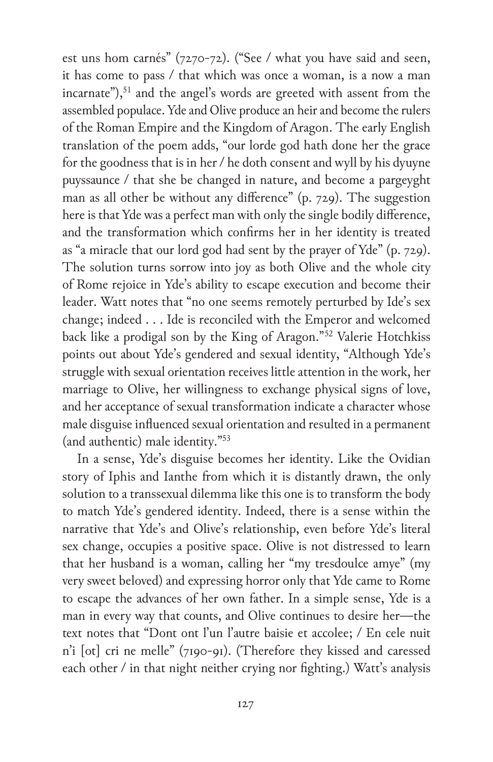est uns hom carnés" (7270-72). ("See / what you have said and seen, it has come to pass / that which was once a woman, is a now a man incarnate"),[51] and the angel's words are greeted with assent from the assembled populace. Yde and Olive produce an heir and become the rulers of the Roman Empire and the Kingdom of Aragon. The early English translation of the poem adds, "our lorde god hath done her the grace for the goodness that is in her / he doth consent and wyll by his dyuyne puyssaunce / that she be changed in nature, and become a pargeyght man as all other be without any difference" (p. 729). The suggestion here is that Yde was a perfect man with only the single bodily difference, and the transformation which confirms her in her identity is treated as "a miracle that our lord god had sent by the prayer of Yde" (p. 729). The solution turns sorrow into joy as both Olive and the whole city of Rome rejoice in Yde's ability to escape execution and become their leader. Watt notes that "no one seems remotely perturbed by Ide's sex change; indeed . . . Ide is reconciled with the Emperor and welcomed back like a prodigal son by the King of Aragon."[52] Valerie Hotchkiss points out about Yde's gendered and sexual identity, "Although Yde's struggle with sexual orientation receives little attention in the work, her marriage to Olive, her willingness to exchange physical signs of love, and her acceptance of sexual transformation indicate a character whose male disguise influenced sexual orientation and resulted in a permanent (and authentic) male identity."[53]

In a sense, Yde's disguise becomes her identity. Like the Ovidian story of Iphis and Ianthe from which it is distantly drawn, the only solution to a transsexual dilemma like this one is to transform the body to match Yde's gendered identity. Indeed, there is a sense within the narrative that Yde's and Olive's relationship, even before Yde's literal sex change, occupies a positive space. Olive is not distressed to learn that her husband is a woman, calling her "my tresdoulce amye" (my very sweet beloved) and expressing horror only that Yde came to Rome to escape the advances of her own father. In a simple sense, Yde is a man in every way that counts, and Olive continues to desire her—the text notes that "Dont ont l'un l'autre baisie et accolee; / En cele nuit n'i [ot] cri ne melle" (7190-91). (Therefore they kissed and caressed each other / in that night neither crying nor fighting.) Watt's analysis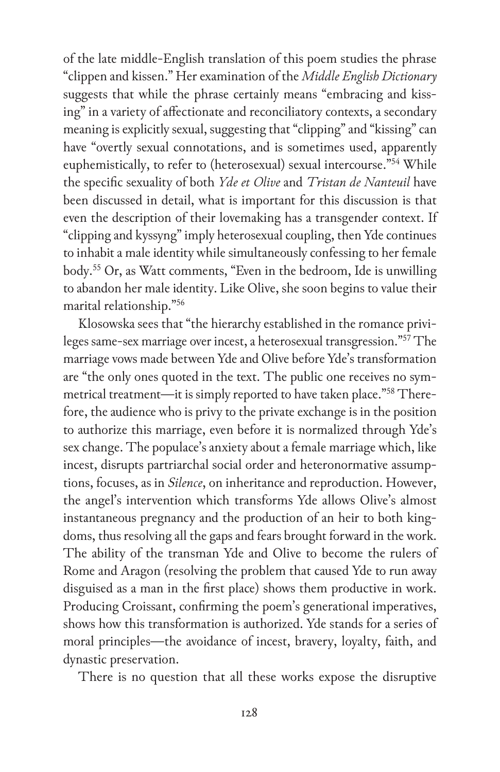of the late middle-English translation of this poem studies the phrase "clippen and kissen." Her examination of the *Middle English Dictionary* suggests that while the phrase certainly means "embracing and kissing" in a variety of affectionate and reconciliatory contexts, a secondary meaning is explicitly sexual, suggesting that "clipping" and "kissing" can have "overtly sexual connotations, and is sometimes used, apparently euphemistically, to refer to (heterosexual) sexual intercourse."[54] While the specific sexuality of both *Yde et Olive* and *Tristan de Nanteuil* have been discussed in detail, what is important for this discussion is that even the description of their lovemaking has a transgender context. If "clipping and kyssyng" imply heterosexual coupling, then Yde continues to inhabit a male identity while simultaneously confessing to her female body.[55] Or, as Watt comments, "Even in the bedroom, Ide is unwilling to abandon her male identity. Like Olive, she soon begins to value their marital relationship."[56]

Klosowska sees that "the hierarchy established in the romance privileges same-sex marriage over incest, a heterosexual transgression."[57] The marriage vows made between Yde and Olive before Yde's transformation are "the only ones quoted in the text. The public one receives no symmetrical treatment—it is simply reported to have taken place."[58] Therefore, the audience who is privy to the private exchange is in the position to authorize this marriage, even before it is normalized through Yde's sex change. The populace's anxiety about a female marriage which, like incest, disrupts partriarchal social order and heteronormative assumptions, focuses, as in *Silence*, on inheritance and reproduction. However, the angel's intervention which transforms Yde allows Olive's almost instantaneous pregnancy and the production of an heir to both kingdoms, thus resolving all the gaps and fears brought forward in the work. The ability of the transman Yde and Olive to become the rulers of Rome and Aragon (resolving the problem that caused Yde to run away disguised as a man in the first place) shows them productive in work. Producing Croissant, confirming the poem's generational imperatives, shows how this transformation is authorized. Yde stands for a series of moral principles—the avoidance of incest, bravery, loyalty, faith, and dynastic preservation.

There is no question that all these works expose the disruptive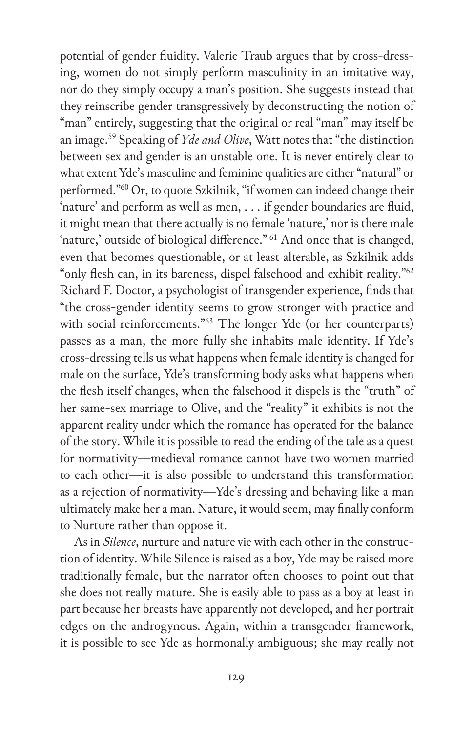potential of gender fluidity. Valerie Traub argues that by cross-dressing, women do not simply perform masculinity in an imitative way, nor do they simply occupy a man's position. She suggests instead that they reinscribe gender transgressively by deconstructing the notion of "man" entirely, suggesting that the original or real "man" may itself be an image.[59] Speaking of *Yde and Olive*, Watt notes that "the distinction between sex and gender is an unstable one. It is never entirely clear to what extent Yde's masculine and feminine qualities are either "natural" or performed."[60] Or, to quote Szkilnik, "if women can indeed change their 'nature' and perform as well as men, . . . if gender boundaries are fluid, it might mean that there actually is no female 'nature,' nor is there male 'nature,' outside of biological difference." [61] And once that is changed, even that becomes questionable, or at least alterable, as Szkilnik adds "only flesh can, in its bareness, dispel falsehood and exhibit reality."[62] Richard F. Doctor, a psychologist of transgender experience, finds that "the cross-gender identity seems to grow stronger with practice and with social reinforcements."[63] The longer Yde (or her counterparts) passes as a man, the more fully she inhabits male identity. If Yde's cross-dressing tells us what happens when female identity is changed for male on the surface, Yde's transforming body asks what happens when the flesh itself changes, when the falsehood it dispels is the "truth" of her same-sex marriage to Olive, and the "reality" it exhibits is not the apparent reality under which the romance has operated for the balance of the story. While it is possible to read the ending of the tale as a quest for normativity—medieval romance cannot have two women married to each other—it is also possible to understand this transformation as a rejection of normativity—Yde's dressing and behaving like a man ultimately make her a man. Nature, it would seem, may finally conform to Nurture rather than oppose it.

As in *Silence*, nurture and nature vie with each other in the construction of identity. While Silence is raised as a boy, Yde may be raised more traditionally female, but the narrator often chooses to point out that she does not really mature. She is easily able to pass as a boy at least in part because her breasts have apparently not developed, and her portrait edges on the androgynous. Again, within a transgender framework, it is possible to see Yde as hormonally ambiguous; she may really not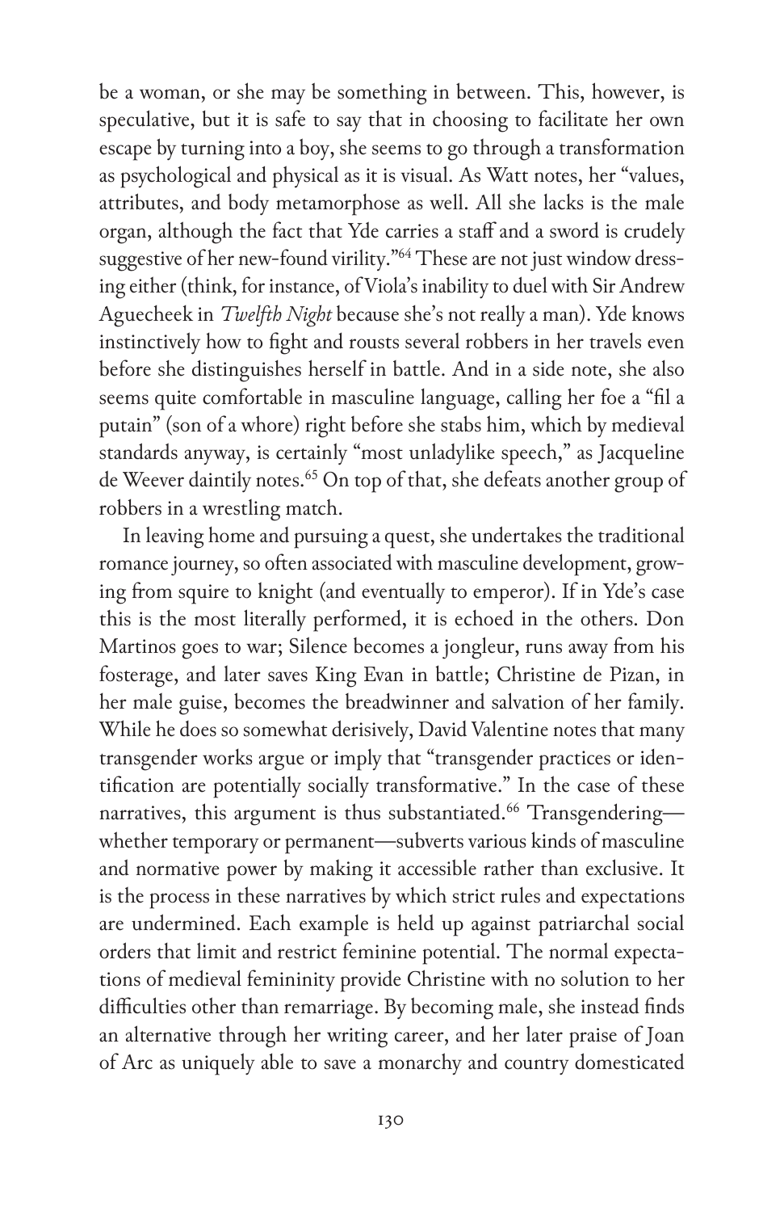be a woman, or she may be something in between. This, however, is speculative, but it is safe to say that in choosing to facilitate her own escape by turning into a boy, she seems to go through a transformation as psychological and physical as it is visual. As Watt notes, her "values, attributes, and body metamorphose as well. All she lacks is the male organ, although the fact that Yde carries a staff and a sword is crudely suggestive of her new-found virility."[64] These are not just window dressing either (think, for instance, of Viola's inability to duel with Sir Andrew Aguecheek in *Twelfth Night* because she's not really a man). Yde knows instinctively how to fight and rousts several robbers in her travels even before she distinguishes herself in battle. And in a side note, she also seems quite comfortable in masculine language, calling her foe a "fil a putain" (son of a whore) right before she stabs him, which by medieval standards anyway, is certainly "most unladylike speech," as Jacqueline de Weever daintily notes.[65] On top of that, she defeats another group of robbers in a wrestling match.

In leaving home and pursuing a quest, she undertakes the traditional romance journey, so often associated with masculine development, growing from squire to knight (and eventually to emperor). If in Yde's case this is the most literally performed, it is echoed in the others. Don Martinos goes to war; Silence becomes a jongleur, runs away from his fosterage, and later saves King Evan in battle; Christine de Pizan, in her male guise, becomes the breadwinner and salvation of her family. While he does so somewhat derisively, David Valentine notes that many transgender works argue or imply that "transgender practices or identification are potentially socially transformative." In the case of these narratives, this argument is thus substantiated.[66] Transgendering—whether temporary or permanent—subverts various kinds of masculine and normative power by making it accessible rather than exclusive. It is the process in these narratives by which strict rules and expectations are undermined. Each example is held up against patriarchal social orders that limit and restrict feminine potential. The normal expectations of medieval femininity provide Christine with no solution to her difficulties other than remarriage. By becoming male, she instead finds an alternative through her writing career, and her later praise of Joan of Arc as uniquely able to save a monarchy and country domesticated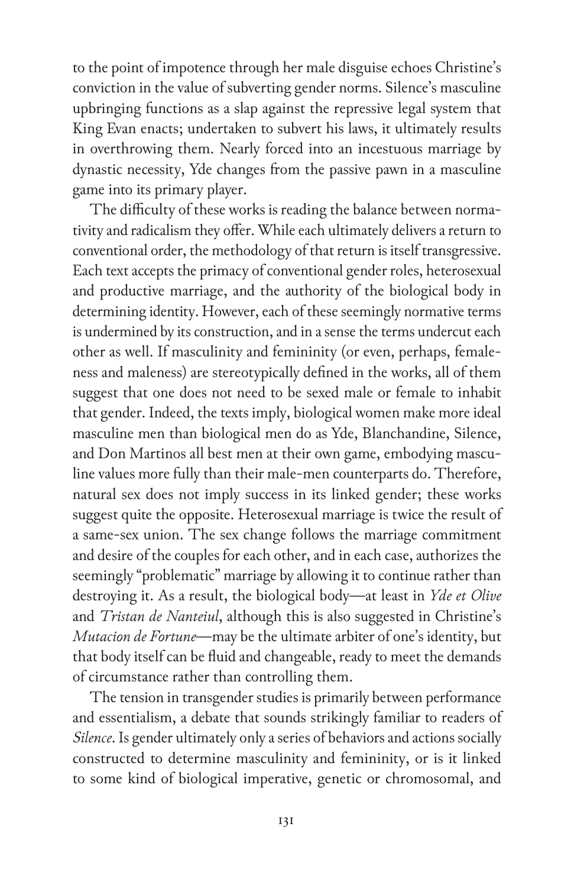to the point of impotence through her male disguise echoes Christine's conviction in the value of subverting gender norms. Silence's masculine upbringing functions as a slap against the repressive legal system that King Evan enacts; undertaken to subvert his laws, it ultimately results in overthrowing them. Nearly forced into an incestuous marriage by dynastic necessity, Yde changes from the passive pawn in a masculine game into its primary player.

The difficulty of these works is reading the balance between normativity and radicalism they offer. While each ultimately delivers a return to conventional order, the methodology of that return is itself transgressive. Each text accepts the primacy of conventional gender roles, heterosexual and productive marriage, and the authority of the biological body in determining identity. However, each of these seemingly normative terms is undermined by its construction, and in a sense the terms undercut each other as well. If masculinity and femininity (or even, perhaps, femaleness and maleness) are stereotypically defined in the works, all of them suggest that one does not need to be sexed male or female to inhabit that gender. Indeed, the texts imply, biological women make more ideal masculine men than biological men do as Yde, Blanchandine, Silence, and Don Martinos all best men at their own game, embodying masculine values more fully than their male-men counterparts do. Therefore, natural sex does not imply success in its linked gender; these works suggest quite the opposite. Heterosexual marriage is twice the result of a same-sex union. The sex change follows the marriage commitment and desire of the couples for each other, and in each case, authorizes the seemingly "problematic" marriage by allowing it to continue rather than destroying it. As a result, the biological body—at least in *Yde et Olive* and *Tristan de Nanteuil*, although this is also suggested in Christine's *Mutacion de Fortune*—may be the ultimate arbiter of one's identity, but that body itself can be fluid and changeable, ready to meet the demands of circumstance rather than controlling them.

The tension in transgender studies is primarily between performance and essentialism, a debate that sounds strikingly familiar to readers of *Silence*. Is gender ultimately only a series of behaviors and actions socially constructed to determine masculinity and femininity, or is it linked to some kind of biological imperative, genetic or chromosomal, and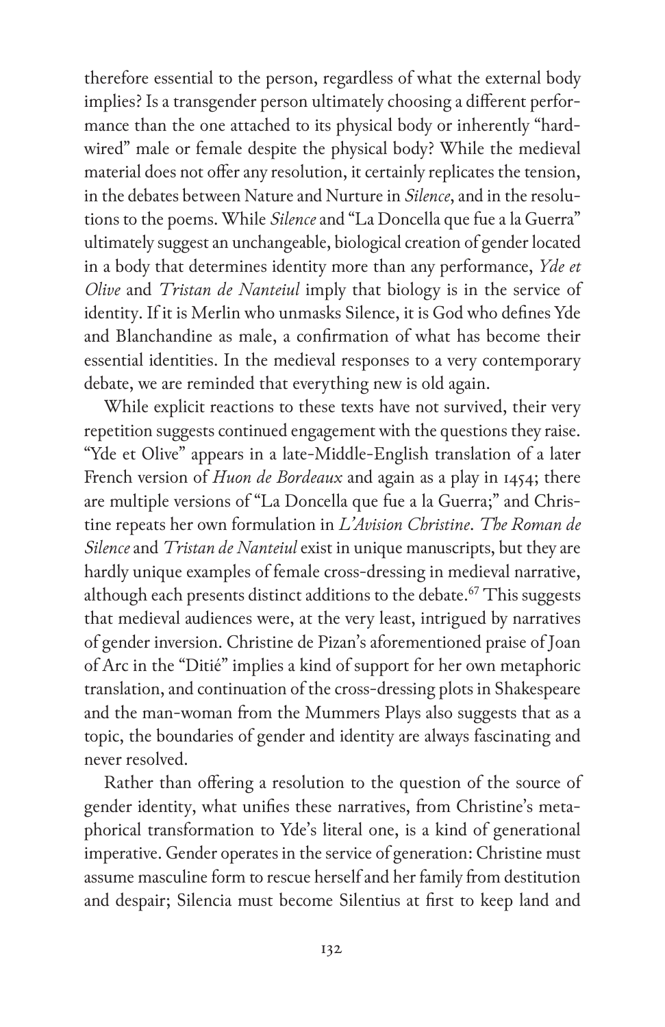therefore essential to the person, regardless of what the external body implies? Is a transgender person ultimately choosing a different performance than the one attached to its physical body or inherently "hardwired" male or female despite the physical body? While the medieval material does not offer any resolution, it certainly replicates the tension, in the debates between Nature and Nurture in *Silence*, and in the resolutions to the poems. While *Silence* and "La Doncella que fue a la Guerra" ultimately suggest an unchangeable, biological creation of gender located in a body that determines identity more than any performance, *Yde et Olive* and *Tristan de Nanteiul* imply that biology is in the service of identity. If it is Merlin who unmasks Silence, it is God who defines Yde and Blanchandine as male, a confirmation of what has become their essential identities. In the medieval responses to a very contemporary debate, we are reminded that everything new is old again.

While explicit reactions to these texts have not survived, their very repetition suggests continued engagement with the questions they raise. "Yde et Olive" appears in a late-Middle-English translation of a later French version of *Huon de Bordeaux* and again as a play in 1454; there are multiple versions of "La Doncella que fue a la Guerra;" and Christine repeats her own formulation in *L'Avision Christine*. *The Roman de Silence* and *Tristan de Nanteiul* exist in unique manuscripts, but they are hardly unique examples of female cross-dressing in medieval narrative, although each presents distinct additions to the debate.[67] This suggests that medieval audiences were, at the very least, intrigued by narratives of gender inversion. Christine de Pizan's aforementioned praise of Joan of Arc in the "Ditié" implies a kind of support for her own metaphoric translation, and continuation of the cross-dressing plots in Shakespeare and the man-woman from the Mummers Plays also suggests that as a topic, the boundaries of gender and identity are always fascinating and never resolved.

Rather than offering a resolution to the question of the source of gender identity, what unifies these narratives, from Christine's metaphorical transformation to Yde's literal one, is a kind of generational imperative. Gender operates in the service of generation: Christine must assume masculine form to rescue herself and her family from destitution and despair; Silencia must become Silentius at first to keep land and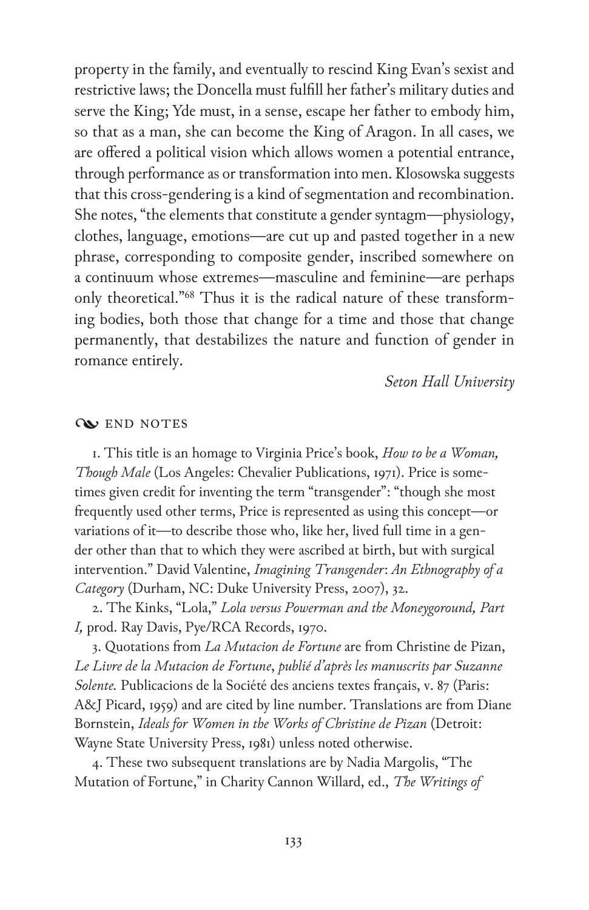property in the family, and eventually to rescind King Evan's sexist and restrictive laws; the Doncella must fulfill her father's military duties and serve the King; Yde must, in a sense, escape her father to embody him, so that as a man, she can become the King of Aragon. In all cases, we are offered a political vision which allows women a potential entrance, through performance as or transformation into men. Klosowska suggests that this cross-gendering is a kind of segmentation and recombination. She notes, "the elements that constitute a gender syntagm—physiology, clothes, language, emotions—are cut up and pasted together in a new phrase, corresponding to composite gender, inscribed somewhere on a continuum whose extremes—masculine and feminine—are perhaps only theoretical."[68] Thus it is the radical nature of these transforming bodies, both those that change for a time and those that change permanently, that destabilizes the nature and function of gender in romance entirely.

*Seton Hall University*

## END NOTES

1. This title is an homage to Virginia Price's book, *How to be a Woman, Though Male* (Los Angeles: Chevalier Publications, 1971). Price is sometimes given credit for inventing the term "transgender": "though she most frequently used other terms, Price is represented as using this concept—or variations of it—to describe those who, like her, lived full time in a gender other than that to which they were ascribed at birth, but with surgical intervention." David Valentine, *Imagining Transgender: An Ethnography of a Category* (Durham, NC: Duke University Press, 2007), 32.

2. The Kinks, "Lola," *Lola versus Powerman and the Moneygoround, Part I,* prod. Ray Davis, Pye/RCA Records, 1970.

3. Quotations from *La Mutacion de Fortune* are from Christine de Pizan, *Le Livre de la Mutacion de Fortune, publié d'après les manuscrits par Suzanne Solente.* Publicacions de la Société des anciens textes français, v. 87 (Paris: A&J Picard, 1959) and are cited by line number. Translations are from Diane Bornstein, *Ideals for Women in the Works of Christine de Pizan* (Detroit: Wayne State University Press, 1981) unless noted otherwise.

4. These two subsequent translations are by Nadia Margolis, "The Mutation of Fortune," in Charity Cannon Willard, ed., *The Writings of*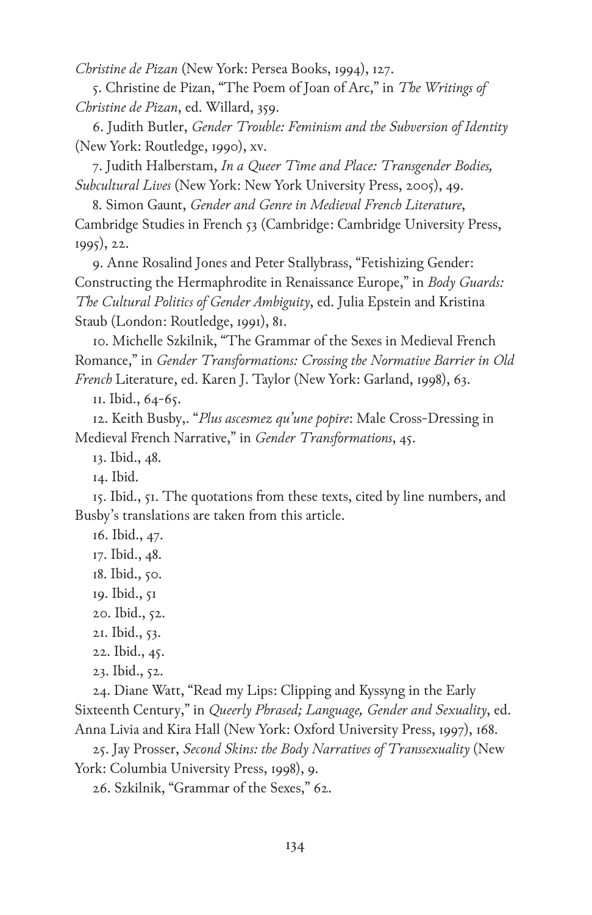*Christine de Pizan* (New York: Persea Books, 1994), 127.

5. Christine de Pizan, "The Poem of Joan of Arc," in *The Writings of Christine de Pizan*, ed. Willard, 359.

6. Judith Butler, *Gender Trouble: Feminism and the Subversion of Identity* (New York: Routledge, 1990), xv.

7. Judith Halberstam, *In a Queer Time and Place: Transgender Bodies, Subcultural Lives* (New York: New York University Press, 2005), 49.

8. Simon Gaunt, *Gender and Genre in Medieval French Literature*, Cambridge Studies in French 53 (Cambridge: Cambridge University Press, 1995), 22.

9. Anne Rosalind Jones and Peter Stallybrass, "Fetishizing Gender: Constructing the Hermaphrodite in Renaissance Europe," in *Body Guards: The Cultural Politics of Gender Ambiguity*, ed. Julia Epstein and Kristina Staub (London: Routledge, 1991), 81.

10. Michelle Szkilnik, "The Grammar of the Sexes in Medieval French Romance," in *Gender Transformations: Crossing the Normative Barrier in Old French* Literature, ed. Karen J. Taylor (New York: Garland, 1998), 63.

11. Ibid., 64-65.

12. Keith Busby,. "*Plus ascesmez qu'une popire*: Male Cross-Dressing in Medieval French Narrative," in *Gender Transformations*, 45.

13. Ibid., 48.

14. Ibid.

15. Ibid., 51. The quotations from these texts, cited by line numbers, and Busby's translations are taken from this article.

16. Ibid., 47.

17. Ibid., 48.

18. Ibid., 50.

19. Ibid., 51

20. Ibid., 52.

21. Ibid., 53.

22. Ibid., 45.

23. Ibid., 52.

24. Diane Watt, "Read my Lips: Clipping and Kyssyng in the Early Sixteenth Century," in *Queerly Phrased; Language, Gender and Sexuality*, ed. Anna Livia and Kira Hall (New York: Oxford University Press, 1997), 168.

25. Jay Prosser, *Second Skins: the Body Narratives of Transsexuality* (New York: Columbia University Press, 1998), 9.

26. Szkilnik, "Grammar of the Sexes," 62.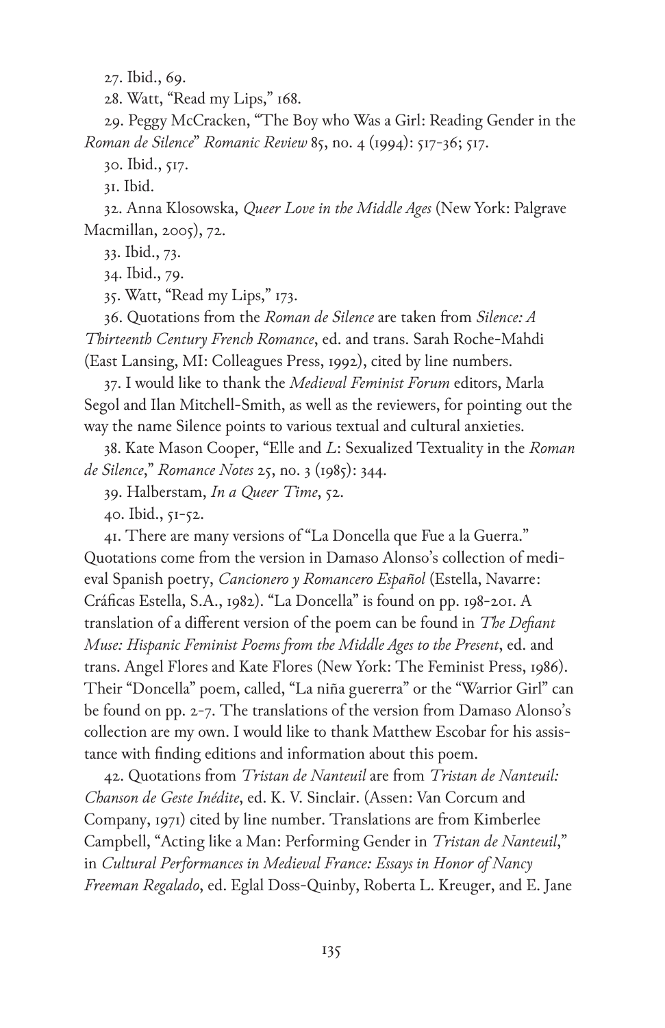27. Ibid., 69.

28. Watt, "Read my Lips," 168.

29. Peggy McCracken, "The Boy who Was a Girl: Reading Gender in the *Roman de Silence*" *Romanic Review* 85, no. 4 (1994): 517-36; 517.

30. Ibid., 517.

31. Ibid.

32. Anna Klosowska, *Queer Love in the Middle Ages* (New York: Palgrave Macmillan, 2005), 72.

33. Ibid., 73.

34. Ibid., 79.

35. Watt, "Read my Lips," 173.

36. Quotations from the *Roman de Silence* are taken from *Silence: A Thirteenth Century French Romance*, ed. and trans. Sarah Roche-Mahdi (East Lansing, MI: Colleagues Press, 1992), cited by line numbers.

37. I would like to thank the *Medieval Feminist Forum* editors, Marla Segol and Ilan Mitchell-Smith, as well as the reviewers, for pointing out the way the name Silence points to various textual and cultural anxieties.

38. Kate Mason Cooper, "Elle and *L*: Sexualized Textuality in the *Roman de Silence*," *Romance Notes* 25, no. 3 (1985): 344.

39. Halberstam, *In a Queer Time*, 52.

40. Ibid., 51-52.

41. There are many versions of "La Doncella que Fue a la Guerra." Quotations come from the version in Damaso Alonso's collection of medieval Spanish poetry, *Cancionero y Romancero Español* (Estella, Navarre: Cráficas Estella, S.A., 1982). "La Doncella" is found on pp. 198-201. A translation of a different version of the poem can be found in *The Defiant Muse: Hispanic Feminist Poems from the Middle Ages to the Present*, ed. and trans. Angel Flores and Kate Flores (New York: The Feminist Press, 1986). Their "Doncella" poem, called, "La niña guererra" or the "Warrior Girl" can be found on pp. 2-7. The translations of the version from Damaso Alonso's collection are my own. I would like to thank Matthew Escobar for his assistance with finding editions and information about this poem.

42. Quotations from *Tristan de Nanteuil* are from *Tristan de Nanteuil: Chanson de Geste Inédite*, ed. K. V. Sinclair. (Assen: Van Corcum and Company, 1971) cited by line number. Translations are from Kimberlee Campbell, "Acting like a Man: Performing Gender in *Tristan de Nanteuil*," in *Cultural Performances in Medieval France: Essays in Honor of Nancy Freeman Regalado*, ed. Eglal Doss-Quinby, Roberta L. Kreuger, and E. Jane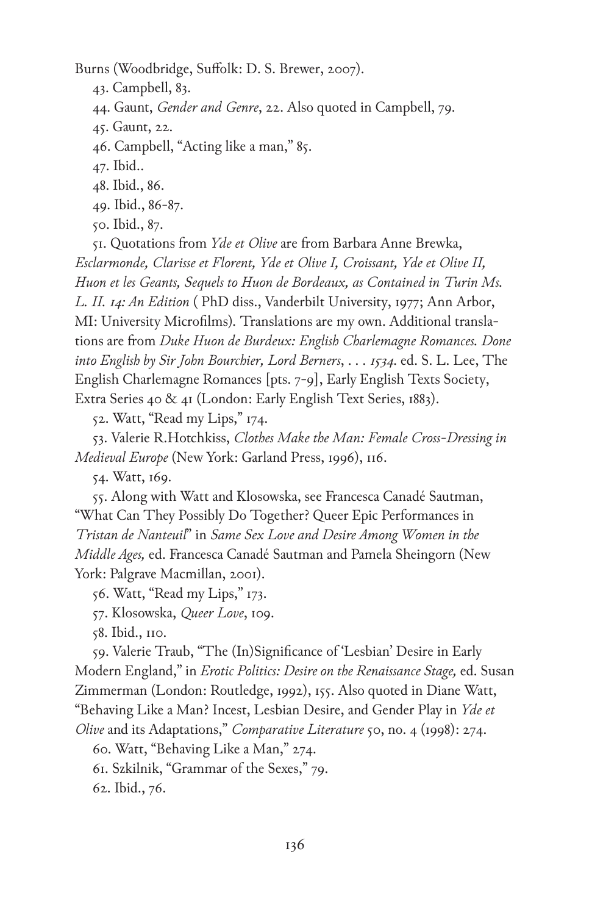Burns (Woodbridge, Suffolk: D. S. Brewer, 2007).

43. Campbell, 83.

44. Gaunt, *Gender and Genre*, 22. Also quoted in Campbell, 79.

45. Gaunt, 22.

46. Campbell, "Acting like a man," 85.

47. Ibid..

48. Ibid., 86.

49. Ibid., 86-87.

50. Ibid., 87.

51. Quotations from *Yde et Olive* are from Barbara Anne Brewka, *Esclarmonde, Clarisse et Florent, Yde et Olive I, Croissant, Yde et Olive II, Huon et les Geants, Sequels to Huon de Bordeaux, as Contained in Turin Ms. L. II. 14: An Edition* ( PhD diss., Vanderbilt University, 1977; Ann Arbor, MI: University Microfilms). Translations are my own. Additional translations are from *Duke Huon de Burdeux: English Charlemagne Romances. Done into English by Sir John Bourchier, Lord Berners, . . . 1534.* ed. S. L. Lee, The English Charlemagne Romances [pts. 7-9], Early English Texts Society, Extra Series 40 & 41 (London: Early English Text Series, 1883).

52. Watt, "Read my Lips," 174.

53. Valerie R.Hotchkiss, *Clothes Make the Man: Female Cross-Dressing in Medieval Europe* (New York: Garland Press, 1996), 116.

54. Watt, 169.

55. Along with Watt and Klosowska, see Francesca Canadé Sautman, "What Can They Possibly Do Together? Queer Epic Performances in *Tristan de Nanteuil*" in *Same Sex Love and Desire Among Women in the Middle Ages,* ed. Francesca Canadé Sautman and Pamela Sheingorn (New York: Palgrave Macmillan, 2001).

56. Watt, "Read my Lips," 173.

57. Klosowska, *Queer Love*, 109.

58. Ibid., 110.

59. Valerie Traub, "The (In)Significance of 'Lesbian' Desire in Early Modern England," in *Erotic Politics: Desire on the Renaissance Stage,* ed. Susan Zimmerman (London: Routledge, 1992), 155. Also quoted in Diane Watt, "Behaving Like a Man? Incest, Lesbian Desire, and Gender Play in *Yde et Olive* and its Adaptations," *Comparative Literature* 50, no. 4 (1998): 274.

60. Watt, "Behaving Like a Man," 274.

61. Szkilnik, "Grammar of the Sexes," 79.

62. Ibid., 76.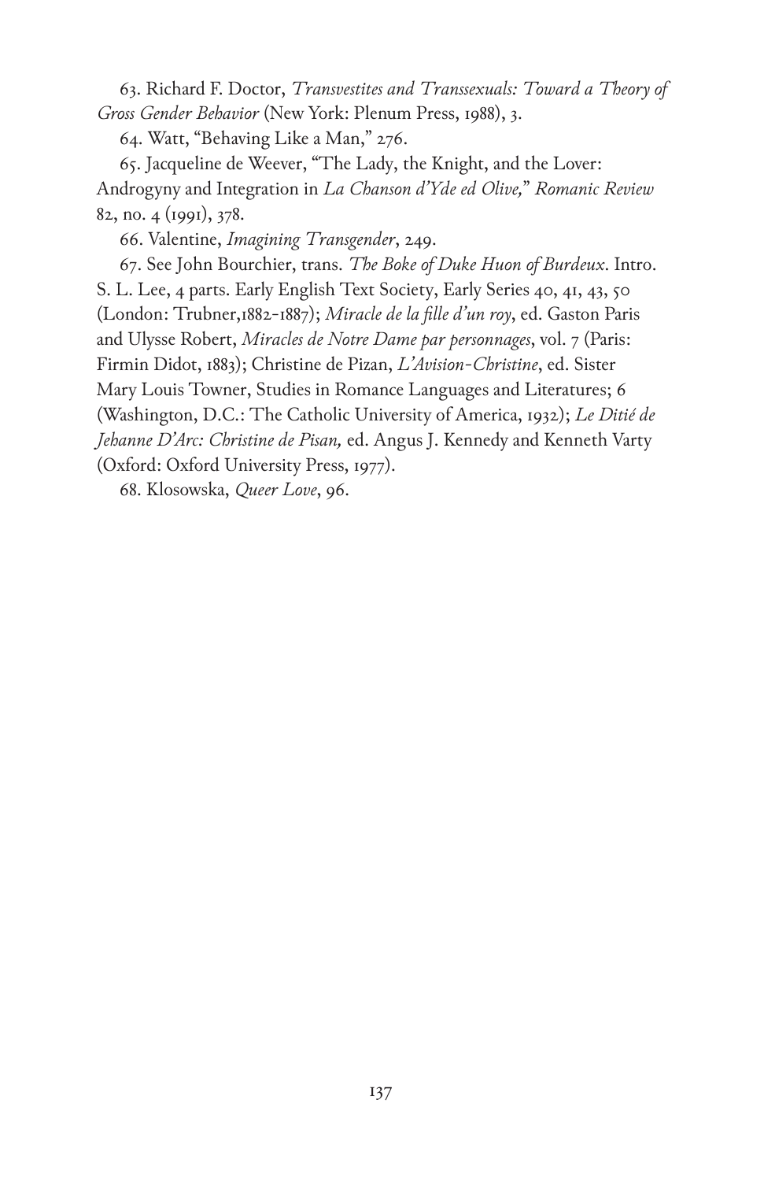63. Richard F. Doctor, *Transvestites and Transsexuals: Toward a Theory of Gross Gender Behavior* (New York: Plenum Press, 1988), 3.

64. Watt, "Behaving Like a Man," 276.

65. Jacqueline de Weever, "The Lady, the Knight, and the Lover: Androgyny and Integration in *La Chanson d'Yde ed Olive,*" *Romanic Review* 82, no. 4 (1991), 378.

66. Valentine, *Imagining Transgender*, 249.

67. See John Bourchier, trans. *The Boke of Duke Huon of Burdeux*. Intro. S. L. Lee, 4 parts. Early English Text Society, Early Series 40, 41, 43, 50 (London: Trubner,1882-1887); *Miracle de la fille d'un roy*, ed. Gaston Paris and Ulysse Robert, *Miracles de Notre Dame par personnages*, vol. 7 (Paris: Firmin Didot, 1883); Christine de Pizan, *L'Avision-Christine*, ed. Sister Mary Louis Towner, Studies in Romance Languages and Literatures; 6 (Washington, D.C.: The Catholic University of America, 1932); *Le Ditié de Jehanne D'Arc: Christine de Pisan,* ed. Angus J. Kennedy and Kenneth Varty (Oxford: Oxford University Press, 1977).

68. Klosowska, *Queer Love*, 96.